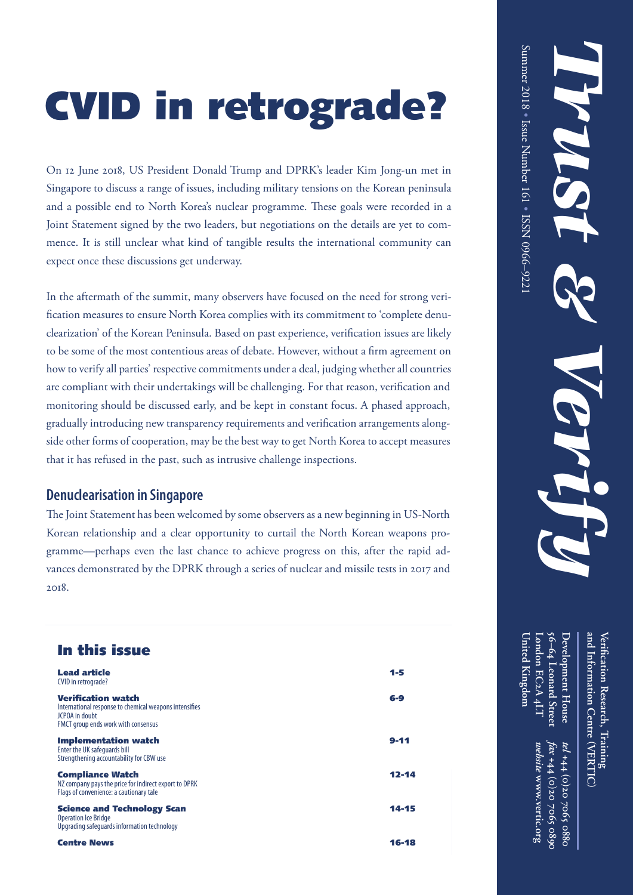# CVID in retrograde?

On 12 June 2018, US President Donald Trump and DPRK's leader Kim Jong-un met in Singapore to discuss a range of issues, including military tensions on the Korean peninsula and a possible end to North Korea's nuclear programme. These goals were recorded in a Joint Statement signed by the two leaders, but negotiations on the details are yet to commence. It is still unclear what kind of tangible results the international community can expect once these discussions get underway.

In the aftermath of the summit, many observers have focused on the need for strong verification measures to ensure North Korea complies with its commitment to 'complete denuclearization' of the Korean Peninsula. Based on past experience, verification issues are likely to be some of the most contentious areas of debate. However, without a firm agreement on how to verify all parties' respective commitments under a deal, judging whether all countries are compliant with their undertakings will be challenging. For that reason, verification and monitoring should be discussed early, and be kept in constant focus. A phased approach, gradually introducing new transparency requirements and verification arrangements alongside other forms of cooperation, may be the best way to get North Korea to accept measures that it has refused in the past, such as intrusive challenge inspections.

## Denuclearisation in Singapore

The Joint Statement has been welcomed by some observers as a new beginning in US-North Korean relationship and a clear opportunity to curtail the North Korean weapons programme—perhaps even the last chance to achieve progress on this, after the rapid advances demonstrated by the DPRK through a series of nuclear and missile tests in 2017 and 2018.

## In this issue

| | |
|---|---|
| **Lead article**<br>CVID in retrograde? | **1-5** |
| **Verification watch**<br>International response to chemical weapons intensifies<br>JCPOA in doubt<br>FMCT group ends work with consensus | **6-9** |
| **Implementation watch**<br>Enter the UK safeguards bill<br>Strengthening accountability for CBW use | **9-11** |
| **Compliance Watch**<br>NZ company pays the price for indirect export to DPRK<br>Flags of convenience: a cautionary tale | **12-14** |
| **Science and Technology Scan**<br>Operation Ice Bridge<br>Upgrading safeguards information technology | **14-15** |
| **Centre News** | **16-18** |

# *Trust & Verify*

Summer 2018 • Issue Number 161 • ISSN 0966–9221

Verification Research, Training and Information Centre (VERTIC)

Development House
56–64 Leonard Street
London EC2A 4LT
United Kingdom

*tel* +44 (0)20 7065 0880
*fax* +44 (0)20 7065 0890
*website* www.vertic.org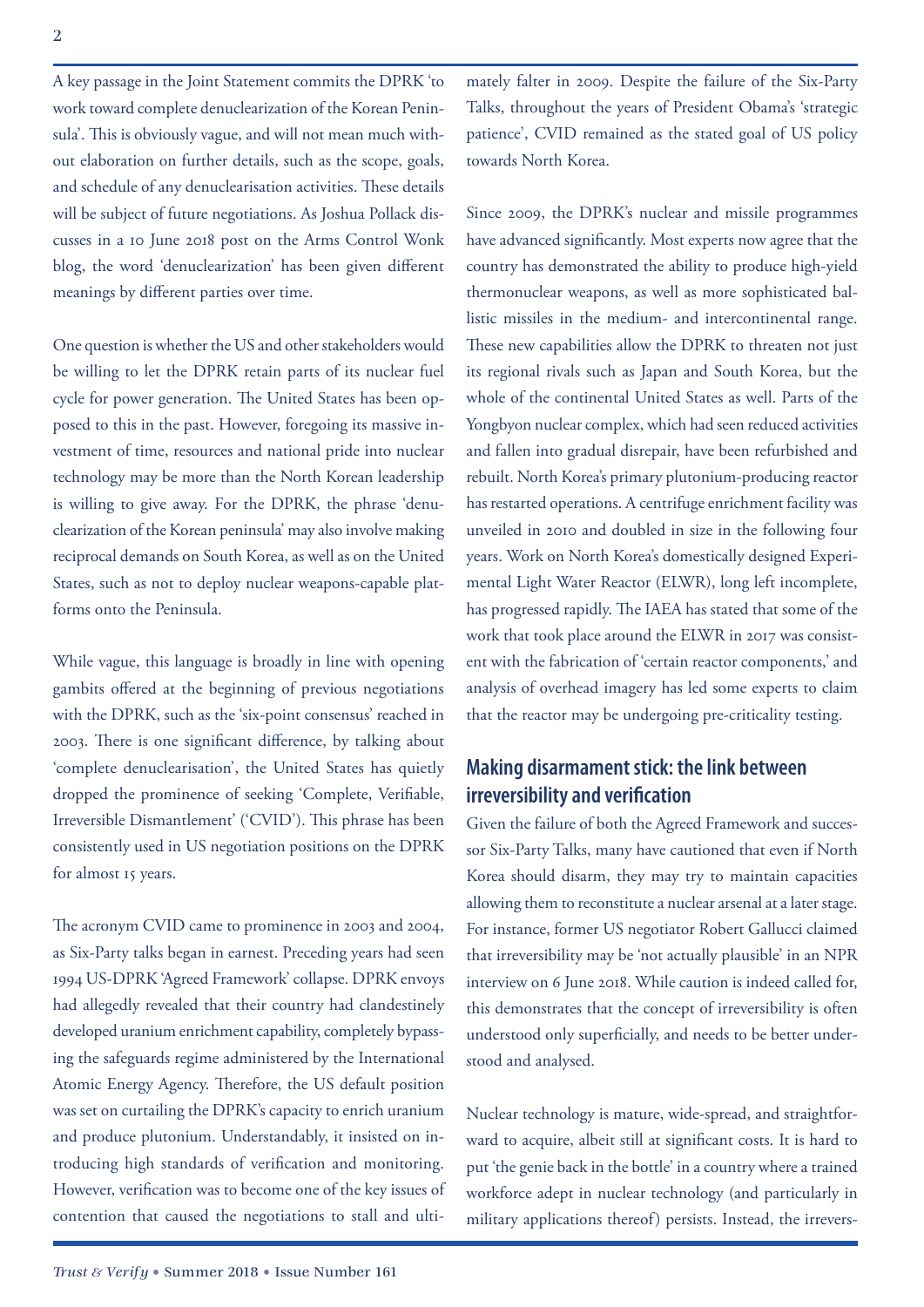A key passage in the Joint Statement commits the DPRK 'to work toward complete denuclearization of the Korean Peninsula'. This is obviously vague, and will not mean much without elaboration on further details, such as the scope, goals, and schedule of any denuclearisation activities. These details will be subject of future negotiations. As Joshua Pollack discusses in a 10 June 2018 post on the Arms Control Wonk blog, the word 'denuclearization' has been given different meanings by different parties over time.

One question is whether the US and other stakeholders would be willing to let the DPRK retain parts of its nuclear fuel cycle for power generation. The United States has been opposed to this in the past. However, foregoing its massive investment of time, resources and national pride into nuclear technology may be more than the North Korean leadership is willing to give away. For the DPRK, the phrase 'denuclearization of the Korean peninsula' may also involve making reciprocal demands on South Korea, as well as on the United States, such as not to deploy nuclear weapons-capable platforms onto the Peninsula.

While vague, this language is broadly in line with opening gambits offered at the beginning of previous negotiations with the DPRK, such as the 'six-point consensus' reached in 2003. There is one significant difference, by talking about 'complete denuclearisation', the United States has quietly dropped the prominence of seeking 'Complete, Verifiable, Irreversible Dismantlement' ('CVID'). This phrase has been consistently used in US negotiation positions on the DPRK for almost 15 years.

The acronym CVID came to prominence in 2003 and 2004, as Six-Party talks began in earnest. Preceding years had seen 1994 US-DPRK 'Agreed Framework' collapse. DPRK envoys had allegedly revealed that their country had clandestinely developed uranium enrichment capability, completely bypassing the safeguards regime administered by the International Atomic Energy Agency. Therefore, the US default position was set on curtailing the DPRK's capacity to enrich uranium and produce plutonium. Understandably, it insisted on introducing high standards of verification and monitoring. However, verification was to become one of the key issues of contention that caused the negotiations to stall and ultimately falter in 2009. Despite the failure of the Six-Party Talks, throughout the years of President Obama's 'strategic patience', CVID remained as the stated goal of US policy towards North Korea.

Since 2009, the DPRK's nuclear and missile programmes have advanced significantly. Most experts now agree that the country has demonstrated the ability to produce high-yield thermonuclear weapons, as well as more sophisticated ballistic missiles in the medium- and intercontinental range. These new capabilities allow the DPRK to threaten not just its regional rivals such as Japan and South Korea, but the whole of the continental United States as well. Parts of the Yongbyon nuclear complex, which had seen reduced activities and fallen into gradual disrepair, have been refurbished and rebuilt. North Korea's primary plutonium-producing reactor has restarted operations. A centrifuge enrichment facility was unveiled in 2010 and doubled in size in the following four years. Work on North Korea's domestically designed Experimental Light Water Reactor (ELWR), long left incomplete, has progressed rapidly. The IAEA has stated that some of the work that took place around the ELWR in 2017 was consistent with the fabrication of 'certain reactor components,' and analysis of overhead imagery has led some experts to claim that the reactor may be undergoing pre-criticality testing.

## Making disarmament stick: the link between irreversibility and verification

Given the failure of both the Agreed Framework and successor Six-Party Talks, many have cautioned that even if North Korea should disarm, they may try to maintain capacities allowing them to reconstitute a nuclear arsenal at a later stage. For instance, former US negotiator Robert Gallucci claimed that irreversibility may be 'not actually plausible' in an NPR interview on 6 June 2018. While caution is indeed called for, this demonstrates that the concept of irreversibility is often understood only superficially, and needs to be better understood and analysed.

Nuclear technology is mature, wide-spread, and straightforward to acquire, albeit still at significant costs. It is hard to put 'the genie back in the bottle' in a country where a trained workforce adept in nuclear technology (and particularly in military applications thereof) persists. Instead, the irrevers-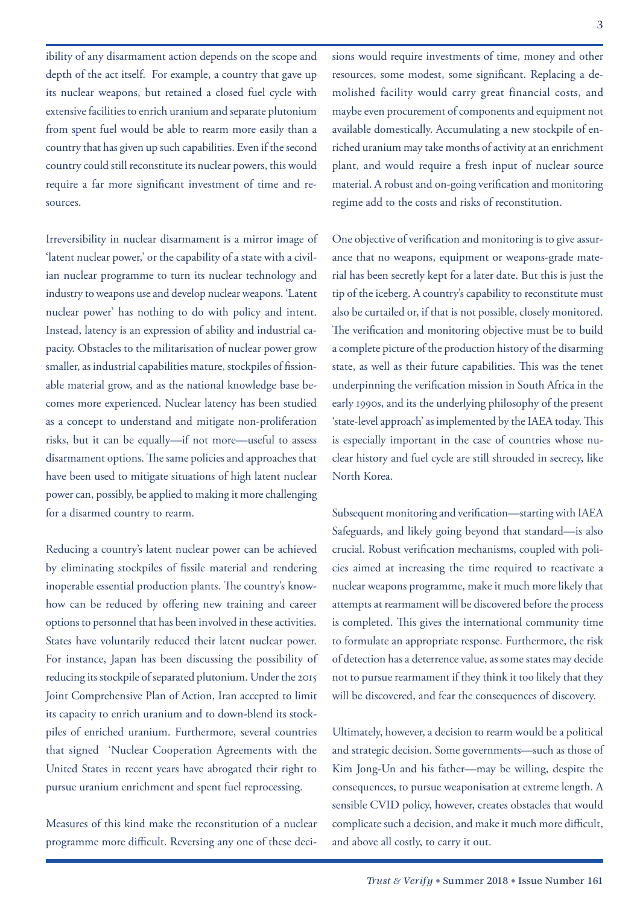ibility of any disarmament action depends on the scope and depth of the act itself. For example, a country that gave up its nuclear weapons, but retained a closed fuel cycle with extensive facilities to enrich uranium and separate plutonium from spent fuel would be able to rearm more easily than a country that has given up such capabilities. Even if the second country could still reconstitute its nuclear powers, this would require a far more significant investment of time and resources.

Irreversibility in nuclear disarmament is a mirror image of 'latent nuclear power,' or the capability of a state with a civilian nuclear programme to turn its nuclear technology and industry to weapons use and develop nuclear weapons. 'Latent nuclear power' has nothing to do with policy and intent. Instead, latency is an expression of ability and industrial capacity. Obstacles to the militarisation of nuclear power grow smaller, as industrial capabilities mature, stockpiles of fissionable material grow, and as the national knowledge base becomes more experienced. Nuclear latency has been studied as a concept to understand and mitigate non-proliferation risks, but it can be equally—if not more—useful to assess disarmament options. The same policies and approaches that have been used to mitigate situations of high latent nuclear power can, possibly, be applied to making it more challenging for a disarmed country to rearm.

Reducing a country's latent nuclear power can be achieved by eliminating stockpiles of fissile material and rendering inoperable essential production plants. The country's know-how can be reduced by offering new training and career options to personnel that has been involved in these activities. States have voluntarily reduced their latent nuclear power. For instance, Japan has been discussing the possibility of reducing its stockpile of separated plutonium. Under the 2015 Joint Comprehensive Plan of Action, Iran accepted to limit its capacity to enrich uranium and to down-blend its stockpiles of enriched uranium. Furthermore, several countries that signed 'Nuclear Cooperation Agreements with the United States in recent years have abrogated their right to pursue uranium enrichment and spent fuel reprocessing.

Measures of this kind make the reconstitution of a nuclear programme more difficult. Reversing any one of these decisions would require investments of time, money and other resources, some modest, some significant. Replacing a demolished facility would carry great financial costs, and maybe even procurement of components and equipment not available domestically. Accumulating a new stockpile of enriched uranium may take months of activity at an enrichment plant, and would require a fresh input of nuclear source material. A robust and on-going verification and monitoring regime add to the costs and risks of reconstitution.

One objective of verification and monitoring is to give assurance that no weapons, equipment or weapons-grade material has been secretly kept for a later date. But this is just the tip of the iceberg. A country's capability to reconstitute must also be curtailed or, if that is not possible, closely monitored. The verification and monitoring objective must be to build a complete picture of the production history of the disarming state, as well as their future capabilities. This was the tenet underpinning the verification mission in South Africa in the early 1990s, and its the underlying philosophy of the present 'state-level approach' as implemented by the IAEA today. This is especially important in the case of countries whose nuclear history and fuel cycle are still shrouded in secrecy, like North Korea.

Subsequent monitoring and verification—starting with IAEA Safeguards, and likely going beyond that standard—is also crucial. Robust verification mechanisms, coupled with policies aimed at increasing the time required to reactivate a nuclear weapons programme, make it much more likely that attempts at rearmament will be discovered before the process is completed. This gives the international community time to formulate an appropriate response. Furthermore, the risk of detection has a deterrence value, as some states may decide not to pursue rearmament if they think it too likely that they will be discovered, and fear the consequences of discovery.

Ultimately, however, a decision to rearm would be a political and strategic decision. Some governments—such as those of Kim Jong-Un and his father—may be willing, despite the consequences, to pursue weaponisation at extreme length. A sensible CVID policy, however, creates obstacles that would complicate such a decision, and make it much more difficult, and above all costly, to carry it out.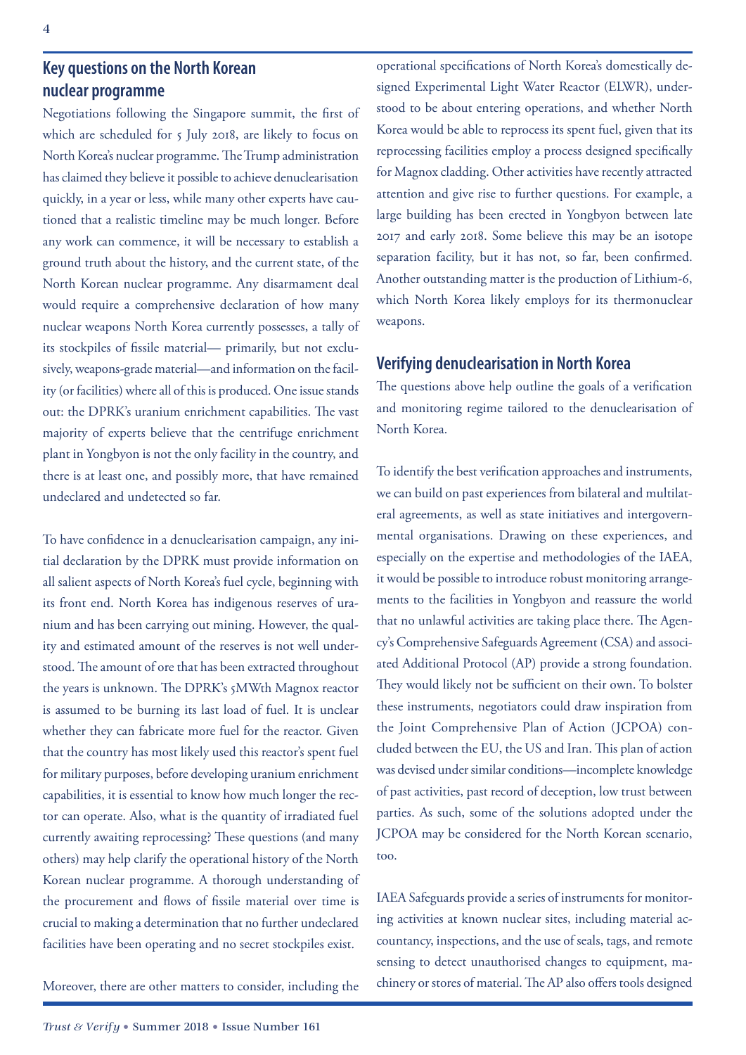## Key questions on the North Korean nuclear programme

Negotiations following the Singapore summit, the first of which are scheduled for 5 July 2018, are likely to focus on North Korea's nuclear programme. The Trump administration has claimed they believe it possible to achieve denuclearisation quickly, in a year or less, while many other experts have cautioned that a realistic timeline may be much longer. Before any work can commence, it will be necessary to establish a ground truth about the history, and the current state, of the North Korean nuclear programme. Any disarmament deal would require a comprehensive declaration of how many nuclear weapons North Korea currently possesses, a tally of its stockpiles of fissile material— primarily, but not exclusively, weapons-grade material—and information on the facility (or facilities) where all of this is produced. One issue stands out: the DPRK's uranium enrichment capabilities. The vast majority of experts believe that the centrifuge enrichment plant in Yongbyon is not the only facility in the country, and there is at least one, and possibly more, that have remained undeclared and undetected so far.

To have confidence in a denuclearisation campaign, any initial declaration by the DPRK must provide information on all salient aspects of North Korea's fuel cycle, beginning with its front end. North Korea has indigenous reserves of uranium and has been carrying out mining. However, the quality and estimated amount of the reserves is not well understood. The amount of ore that has been extracted throughout the years is unknown. The DPRK's 5MWth Magnox reactor is assumed to be burning its last load of fuel. It is unclear whether they can fabricate more fuel for the reactor. Given that the country has most likely used this reactor's spent fuel for military purposes, before developing uranium enrichment capabilities, it is essential to know how much longer the rector can operate. Also, what is the quantity of irradiated fuel currently awaiting reprocessing? These questions (and many others) may help clarify the operational history of the North Korean nuclear programme. A thorough understanding of the procurement and flows of fissile material over time is crucial to making a determination that no further undeclared facilities have been operating and no secret stockpiles exist.

Moreover, there are other matters to consider, including the operational specifications of North Korea's domestically designed Experimental Light Water Reactor (ELWR), understood to be about entering operations, and whether North Korea would be able to reprocess its spent fuel, given that its reprocessing facilities employ a process designed specifically for Magnox cladding. Other activities have recently attracted attention and give rise to further questions. For example, a large building has been erected in Yongbyon between late 2017 and early 2018. Some believe this may be an isotope separation facility, but it has not, so far, been confirmed. Another outstanding matter is the production of Lithium-6, which North Korea likely employs for its thermonuclear weapons.

## Verifying denuclearisation in North Korea

The questions above help outline the goals of a verification and monitoring regime tailored to the denuclearisation of North Korea.

To identify the best verification approaches and instruments, we can build on past experiences from bilateral and multilateral agreements, as well as state initiatives and intergovernmental organisations. Drawing on these experiences, and especially on the expertise and methodologies of the IAEA, it would be possible to introduce robust monitoring arrangements to the facilities in Yongbyon and reassure the world that no unlawful activities are taking place there. The Agency's Comprehensive Safeguards Agreement (CSA) and associated Additional Protocol (AP) provide a strong foundation. They would likely not be sufficient on their own. To bolster these instruments, negotiators could draw inspiration from the Joint Comprehensive Plan of Action (JCPOA) concluded between the EU, the US and Iran. This plan of action was devised under similar conditions—incomplete knowledge of past activities, past record of deception, low trust between parties. As such, some of the solutions adopted under the JCPOA may be considered for the North Korean scenario, too.

IAEA Safeguards provide a series of instruments for monitoring activities at known nuclear sites, including material accountancy, inspections, and the use of seals, tags, and remote sensing to detect unauthorised changes to equipment, machinery or stores of material. The AP also offers tools designed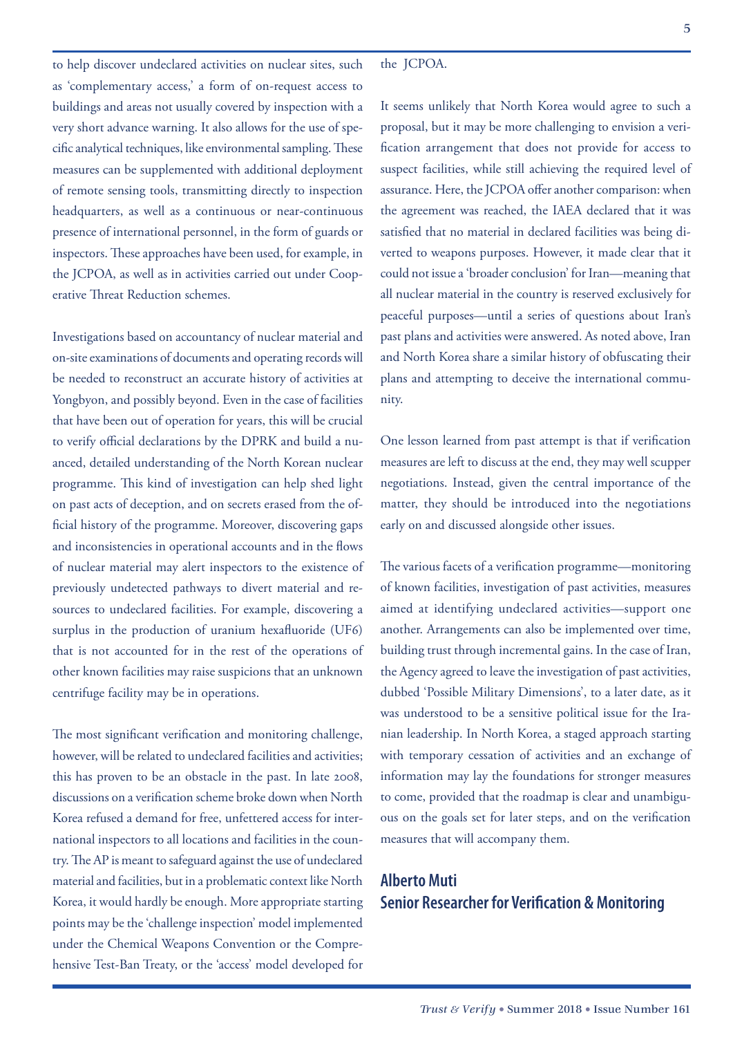to help discover undeclared activities on nuclear sites, such as 'complementary access,' a form of on-request access to buildings and areas not usually covered by inspection with a very short advance warning. It also allows for the use of specific analytical techniques, like environmental sampling. These measures can be supplemented with additional deployment of remote sensing tools, transmitting directly to inspection headquarters, as well as a continuous or near-continuous presence of international personnel, in the form of guards or inspectors. These approaches have been used, for example, in the JCPOA, as well as in activities carried out under Cooperative Threat Reduction schemes.

Investigations based on accountancy of nuclear material and on-site examinations of documents and operating records will be needed to reconstruct an accurate history of activities at Yongbyon, and possibly beyond. Even in the case of facilities that have been out of operation for years, this will be crucial to verify official declarations by the DPRK and build a nuanced, detailed understanding of the North Korean nuclear programme. This kind of investigation can help shed light on past acts of deception, and on secrets erased from the official history of the programme. Moreover, discovering gaps and inconsistencies in operational accounts and in the flows of nuclear material may alert inspectors to the existence of previously undetected pathways to divert material and resources to undeclared facilities. For example, discovering a surplus in the production of uranium hexafluoride ($UF_6$) that is not accounted for in the rest of the operations of other known facilities may raise suspicions that an unknown centrifuge facility may be in operations.

The most significant verification and monitoring challenge, however, will be related to undeclared facilities and activities; this has proven to be an obstacle in the past. In late 2008, discussions on a verification scheme broke down when North Korea refused a demand for free, unfettered access for international inspectors to all locations and facilities in the country. The AP is meant to safeguard against the use of undeclared material and facilities, but in a problematic context like North Korea, it would hardly be enough. More appropriate starting points may be the 'challenge inspection' model implemented under the Chemical Weapons Convention or the Comprehensive Test-Ban Treaty, or the 'access' model developed for the JCPOA.

It seems unlikely that North Korea would agree to such a proposal, but it may be more challenging to envision a verification arrangement that does not provide for access to suspect facilities, while still achieving the required level of assurance. Here, the JCPOA offer another comparison: when the agreement was reached, the IAEA declared that it was satisfied that no material in declared facilities was being diverted to weapons purposes. However, it made clear that it could not issue a 'broader conclusion' for Iran—meaning that all nuclear material in the country is reserved exclusively for peaceful purposes—until a series of questions about Iran's past plans and activities were answered. As noted above, Iran and North Korea share a similar history of obfuscating their plans and attempting to deceive the international community.

One lesson learned from past attempt is that if verification measures are left to discuss at the end, they may well scupper negotiations. Instead, given the central importance of the matter, they should be introduced into the negotiations early on and discussed alongside other issues.

The various facets of a verification programme—monitoring of known facilities, investigation of past activities, measures aimed at identifying undeclared activities—support one another. Arrangements can also be implemented over time, building trust through incremental gains. In the case of Iran, the Agency agreed to leave the investigation of past activities, dubbed 'Possible Military Dimensions', to a later date, as it was understood to be a sensitive political issue for the Iranian leadership. In North Korea, a staged approach starting with temporary cessation of activities and an exchange of information may lay the foundations for stronger measures to come, provided that the roadmap is clear and unambiguous on the goals set for later steps, and on the verification measures that will accompany them.

**Alberto Muti**
**Senior Researcher for Verification & Monitoring**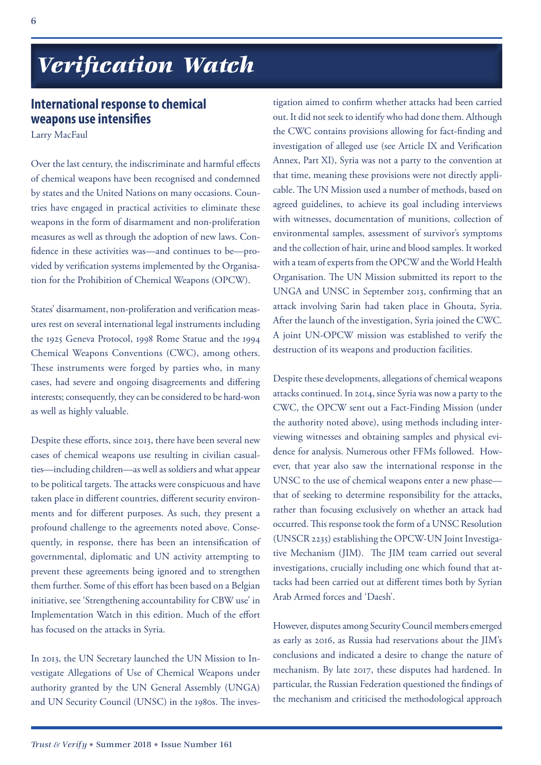# Verification Watch

## International response to chemical weapons use intensifies

Larry MacFaul

Over the last century, the indiscriminate and harmful effects of chemical weapons have been recognised and condemned by states and the United Nations on many occasions. Countries have engaged in practical activities to eliminate these weapons in the form of disarmament and non-proliferation measures as well as through the adoption of new laws. Confidence in these activities was—and continues to be—provided by verification systems implemented by the Organisation for the Prohibition of Chemical Weapons (OPCW).

States' disarmament, non-proliferation and verification measures rest on several international legal instruments including the 1925 Geneva Protocol, 1998 Rome Statue and the 1994 Chemical Weapons Conventions (CWC), among others. These instruments were forged by parties who, in many cases, had severe and ongoing disagreements and differing interests; consequently, they can be considered to be hard-won as well as highly valuable.

Despite these efforts, since 2013, there have been several new cases of chemical weapons use resulting in civilian casualties—including children—as well as soldiers and what appear to be political targets. The attacks were conspicuous and have taken place in different countries, different security environments and for different purposes. As such, they present a profound challenge to the agreements noted above. Consequently, in response, there has been an intensification of governmental, diplomatic and UN activity attempting to prevent these agreements being ignored and to strengthen them further. Some of this effort has been based on a Belgian initiative, see 'Strengthening accountability for CBW use' in Implementation Watch in this edition. Much of the effort has focused on the attacks in Syria.

In 2013, the UN Secretary launched the UN Mission to Investigate Allegations of Use of Chemical Weapons under authority granted by the UN General Assembly (UNGA) and UN Security Council (UNSC) in the 1980s. The investigation aimed to confirm whether attacks had been carried out. It did not seek to identify who had done them. Although the CWC contains provisions allowing for fact-finding and investigation of alleged use (see Article IX and Verification Annex, Part XI), Syria was not a party to the convention at that time, meaning these provisions were not directly applicable. The UN Mission used a number of methods, based on agreed guidelines, to achieve its goal including interviews with witnesses, documentation of munitions, collection of environmental samples, assessment of survivor's symptoms and the collection of hair, urine and blood samples. It worked with a team of experts from the OPCW and the World Health Organisation. The UN Mission submitted its report to the UNGA and UNSC in September 2013, confirming that an attack involving Sarin had taken place in Ghouta, Syria. After the launch of the investigation, Syria joined the CWC. A joint UN-OPCW mission was established to verify the destruction of its weapons and production facilities.

Despite these developments, allegations of chemical weapons attacks continued. In 2014, since Syria was now a party to the CWC, the OPCW sent out a Fact-Finding Mission (under the authority noted above), using methods including interviewing witnesses and obtaining samples and physical evidence for analysis. Numerous other FFMs followed. However, that year also saw the international response in the UNSC to the use of chemical weapons enter a new phase—that of seeking to determine responsibility for the attacks, rather than focusing exclusively on whether an attack had occurred. This response took the form of a UNSC Resolution (UNSCR 2235) establishing the OPCW-UN Joint Investigative Mechanism (JIM). The JIM team carried out several investigations, crucially including one which found that attacks had been carried out at different times both by Syrian Arab Armed forces and 'Daesh'.

However, disputes among Security Council members emerged as early as 2016, as Russia had reservations about the JIM's conclusions and indicated a desire to change the nature of mechanism. By late 2017, these disputes had hardened. In particular, the Russian Federation questioned the findings of the mechanism and criticised the methodological approach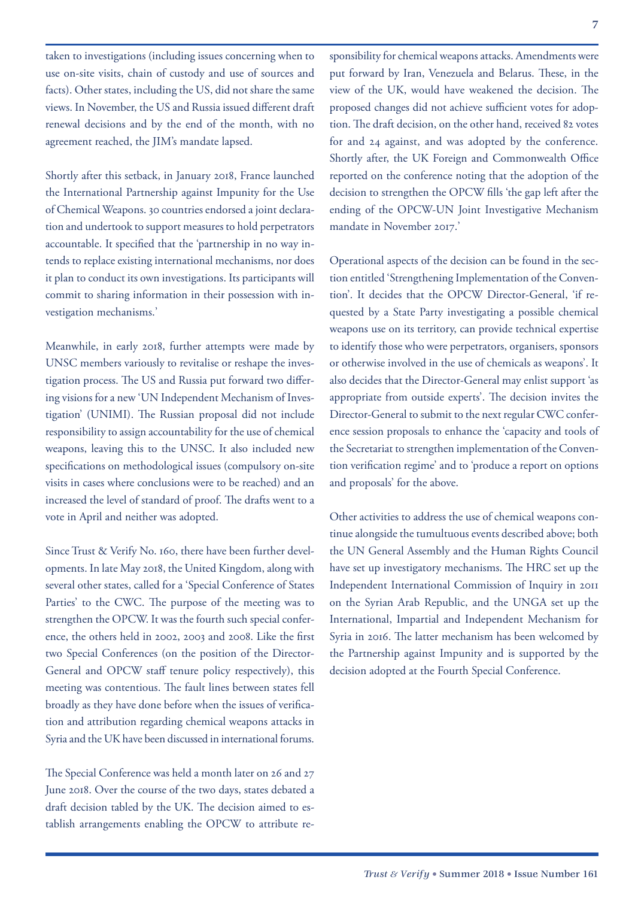taken to investigations (including issues concerning when to use on-site visits, chain of custody and use of sources and facts). Other states, including the US, did not share the same views. In November, the US and Russia issued different draft renewal decisions and by the end of the month, with no agreement reached, the JIM's mandate lapsed.

Shortly after this setback, in January 2018, France launched the International Partnership against Impunity for the Use of Chemical Weapons. 30 countries endorsed a joint declaration and undertook to support measures to hold perpetrators accountable. It specified that the 'partnership in no way intends to replace existing international mechanisms, nor does it plan to conduct its own investigations. Its participants will commit to sharing information in their possession with investigation mechanisms.'

Meanwhile, in early 2018, further attempts were made by UNSC members variously to revitalise or reshape the investigation process. The US and Russia put forward two differing visions for a new 'UN Independent Mechanism of Investigation' (UNIMI). The Russian proposal did not include responsibility to assign accountability for the use of chemical weapons, leaving this to the UNSC. It also included new specifications on methodological issues (compulsory on-site visits in cases where conclusions were to be reached) and an increased the level of standard of proof. The drafts went to a vote in April and neither was adopted.

Since Trust & Verify No. 160, there have been further developments. In late May 2018, the United Kingdom, along with several other states, called for a 'Special Conference of States Parties' to the CWC. The purpose of the meeting was to strengthen the OPCW. It was the fourth such special conference, the others held in 2002, 2003 and 2008. Like the first two Special Conferences (on the position of the Director-General and OPCW staff tenure policy respectively), this meeting was contentious. The fault lines between states fell broadly as they have done before when the issues of verification and attribution regarding chemical weapons attacks in Syria and the UK have been discussed in international forums.

The Special Conference was held a month later on 26 and 27 June 2018. Over the course of the two days, states debated a draft decision tabled by the UK. The decision aimed to establish arrangements enabling the OPCW to attribute responsibility for chemical weapons attacks. Amendments were put forward by Iran, Venezuela and Belarus. These, in the view of the UK, would have weakened the decision. The proposed changes did not achieve sufficient votes for adoption. The draft decision, on the other hand, received 82 votes for and 24 against, and was adopted by the conference. Shortly after, the UK Foreign and Commonwealth Office reported on the conference noting that the adoption of the decision to strengthen the OPCW fills 'the gap left after the ending of the OPCW-UN Joint Investigative Mechanism mandate in November 2017.'

Operational aspects of the decision can be found in the section entitled 'Strengthening Implementation of the Convention'. It decides that the OPCW Director-General, 'if requested by a State Party investigating a possible chemical weapons use on its territory, can provide technical expertise to identify those who were perpetrators, organisers, sponsors or otherwise involved in the use of chemicals as weapons'. It also decides that the Director-General may enlist support 'as appropriate from outside experts'. The decision invites the Director-General to submit to the next regular CWC conference session proposals to enhance the 'capacity and tools of the Secretariat to strengthen implementation of the Convention verification regime' and to 'produce a report on options and proposals' for the above.

Other activities to address the use of chemical weapons continue alongside the tumultuous events described above; both the UN General Assembly and the Human Rights Council have set up investigatory mechanisms. The HRC set up the Independent International Commission of Inquiry in 2011 on the Syrian Arab Republic, and the UNGA set up the International, Impartial and Independent Mechanism for Syria in 2016. The latter mechanism has been welcomed by the Partnership against Impunity and is supported by the decision adopted at the Fourth Special Conference.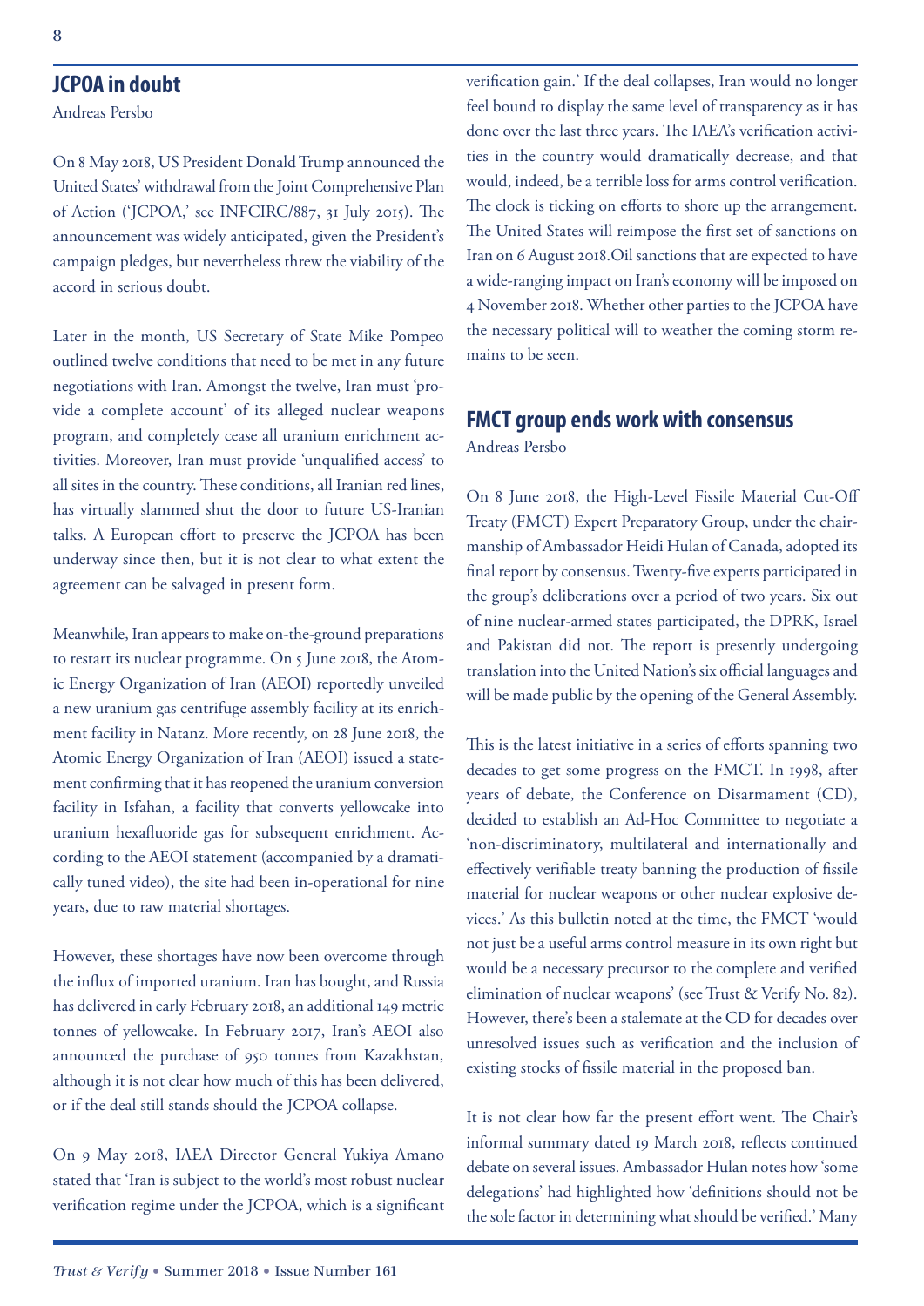## JCPOA in doubt

Andreas Persbo

On 8 May 2018, US President Donald Trump announced the United States' withdrawal from the Joint Comprehensive Plan of Action ('JCPOA,' see INFCIRC/887, 31 July 2015). The announcement was widely anticipated, given the President's campaign pledges, but nevertheless threw the viability of the accord in serious doubt.

Later in the month, US Secretary of State Mike Pompeo outlined twelve conditions that need to be met in any future negotiations with Iran. Amongst the twelve, Iran must 'provide a complete account' of its alleged nuclear weapons program, and completely cease all uranium enrichment activities. Moreover, Iran must provide 'unqualified access' to all sites in the country. These conditions, all Iranian red lines, has virtually slammed shut the door to future US-Iranian talks. A European effort to preserve the JCPOA has been underway since then, but it is not clear to what extent the agreement can be salvaged in present form.

Meanwhile, Iran appears to make on-the-ground preparations to restart its nuclear programme. On 5 June 2018, the Atomic Energy Organization of Iran (AEOI) reportedly unveiled a new uranium gas centrifuge assembly facility at its enrichment facility in Natanz. More recently, on 28 June 2018, the Atomic Energy Organization of Iran (AEOI) issued a statement confirming that it has reopened the uranium conversion facility in Isfahan, a facility that converts yellowcake into uranium hexafluoride gas for subsequent enrichment. According to the AEOI statement (accompanied by a dramatically tuned video), the site had been in-operational for nine years, due to raw material shortages.

However, these shortages have now been overcome through the influx of imported uranium. Iran has bought, and Russia has delivered in early February 2018, an additional 149 metric tonnes of yellowcake. In February 2017, Iran's AEOI also announced the purchase of 950 tonnes from Kazakhstan, although it is not clear how much of this has been delivered, or if the deal still stands should the JCPOA collapse.

On 9 May 2018, IAEA Director General Yukiya Amano stated that 'Iran is subject to the world's most robust nuclear verification regime under the JCPOA, which is a significant verification gain.' If the deal collapses, Iran would no longer feel bound to display the same level of transparency as it has done over the last three years. The IAEA's verification activities in the country would dramatically decrease, and that would, indeed, be a terrible loss for arms control verification. The clock is ticking on efforts to shore up the arrangement. The United States will reimpose the first set of sanctions on Iran on 6 August 2018.Oil sanctions that are expected to have a wide-ranging impact on Iran's economy will be imposed on 4 November 2018. Whether other parties to the JCPOA have the necessary political will to weather the coming storm remains to be seen.

## FMCT group ends work with consensus

Andreas Persbo

On 8 June 2018, the High-Level Fissile Material Cut-Off Treaty (FMCT) Expert Preparatory Group, under the chairmanship of Ambassador Heidi Hulan of Canada, adopted its final report by consensus. Twenty-five experts participated in the group's deliberations over a period of two years. Six out of nine nuclear-armed states participated, the DPRK, Israel and Pakistan did not. The report is presently undergoing translation into the United Nation's six official languages and will be made public by the opening of the General Assembly.

This is the latest initiative in a series of efforts spanning two decades to get some progress on the FMCT. In 1998, after years of debate, the Conference on Disarmament (CD), decided to establish an Ad-Hoc Committee to negotiate a 'non-discriminatory, multilateral and internationally and effectively verifiable treaty banning the production of fissile material for nuclear weapons or other nuclear explosive devices.' As this bulletin noted at the time, the FMCT 'would not just be a useful arms control measure in its own right but would be a necessary precursor to the complete and verified elimination of nuclear weapons' (see Trust & Verify No. 82). However, there's been a stalemate at the CD for decades over unresolved issues such as verification and the inclusion of existing stocks of fissile material in the proposed ban.

It is not clear how far the present effort went. The Chair's informal summary dated 19 March 2018, reflects continued debate on several issues. Ambassador Hulan notes how 'some delegations' had highlighted how 'definitions should not be the sole factor in determining what should be verified.' Many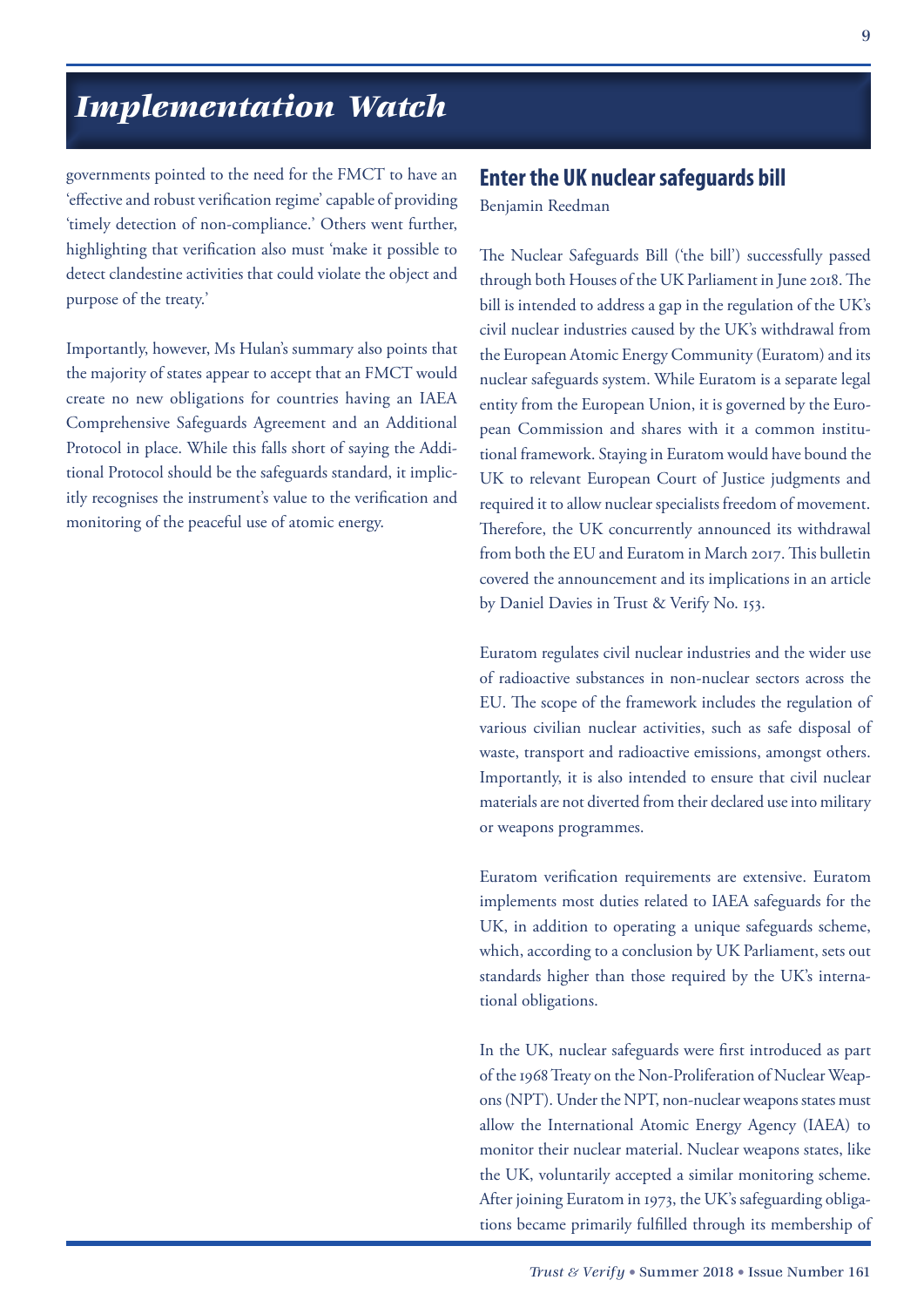governments pointed to the need for the FMCT to have an 'effective and robust verification regime' capable of providing 'timely detection of non-compliance.' Others went further, highlighting that verification also must 'make it possible to detect clandestine activities that could violate the object and purpose of the treaty.'

Importantly, however, Ms Hulan's summary also points that the majority of states appear to accept that an FMCT would create no new obligations for countries having an IAEA Comprehensive Safeguards Agreement and an Additional Protocol in place. While this falls short of saying the Additional Protocol should be the safeguards standard, it implicitly recognises the instrument's value to the verification and monitoring of the peaceful use of atomic energy.

## Enter the UK nuclear safeguards bill

Benjamin Reedman

The Nuclear Safeguards Bill ('the bill') successfully passed through both Houses of the UK Parliament in June 2018. The bill is intended to address a gap in the regulation of the UK's civil nuclear industries caused by the UK's withdrawal from the European Atomic Energy Community (Euratom) and its nuclear safeguards system. While Euratom is a separate legal entity from the European Union, it is governed by the European Commission and shares with it a common institutional framework. Staying in Euratom would have bound the UK to relevant European Court of Justice judgments and required it to allow nuclear specialists freedom of movement. Therefore, the UK concurrently announced its withdrawal from both the EU and Euratom in March 2017. This bulletin covered the announcement and its implications in an article by Daniel Davies in Trust & Verify No. 153.

Euratom regulates civil nuclear industries and the wider use of radioactive substances in non-nuclear sectors across the EU. The scope of the framework includes the regulation of various civilian nuclear activities, such as safe disposal of waste, transport and radioactive emissions, amongst others. Importantly, it is also intended to ensure that civil nuclear materials are not diverted from their declared use into military or weapons programmes.

Euratom verification requirements are extensive. Euratom implements most duties related to IAEA safeguards for the UK, in addition to operating a unique safeguards scheme, which, according to a conclusion by UK Parliament, sets out standards higher than those required by the UK's international obligations.

In the UK, nuclear safeguards were first introduced as part of the 1968 Treaty on the Non-Proliferation of Nuclear Weapons (NPT). Under the NPT, non-nuclear weapons states must allow the International Atomic Energy Agency (IAEA) to monitor their nuclear material. Nuclear weapons states, like the UK, voluntarily accepted a similar monitoring scheme. After joining Euratom in 1973, the UK's safeguarding obligations became primarily fulfilled through its membership of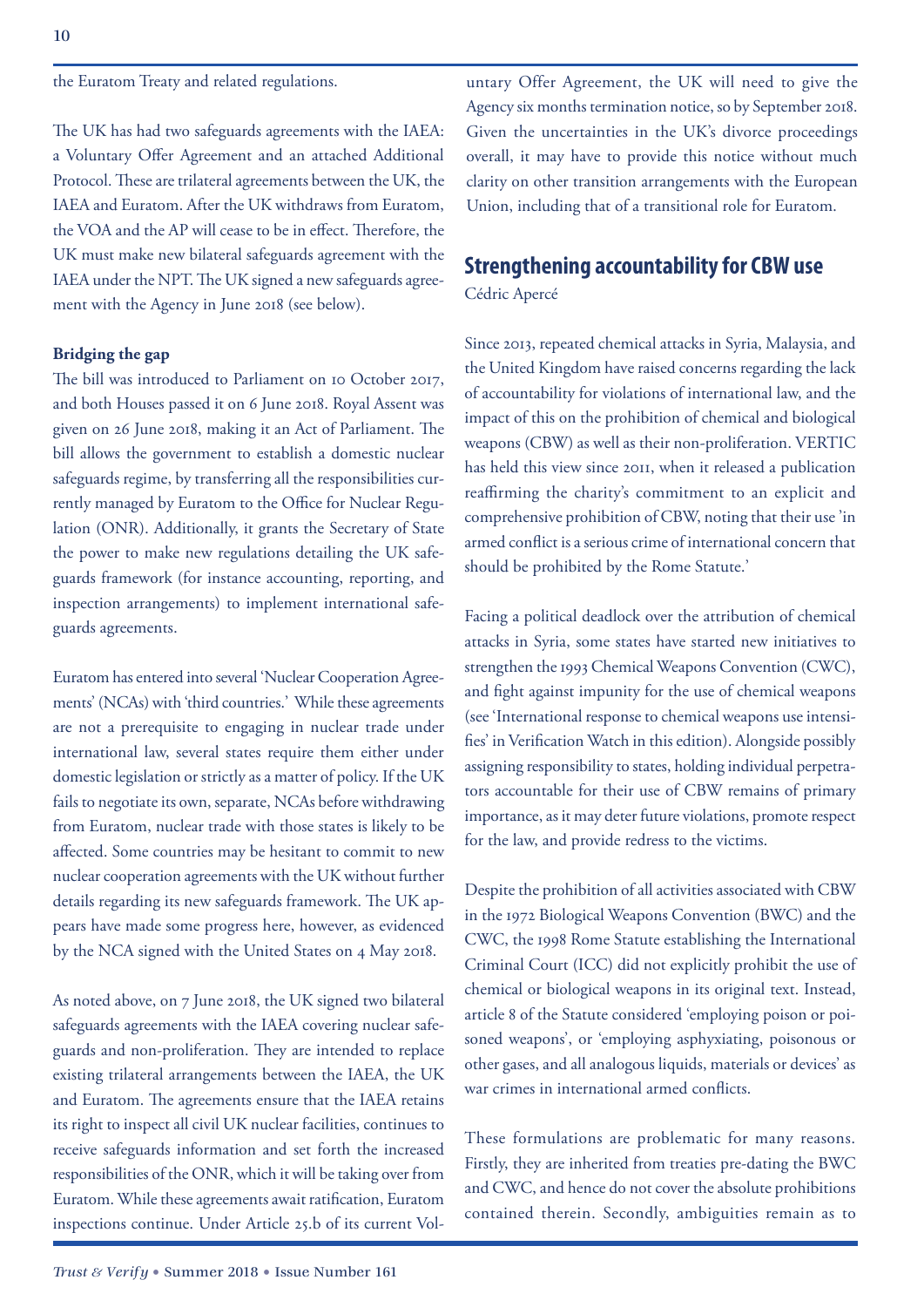the Euratom Treaty and related regulations.

The UK has had two safeguards agreements with the IAEA: a Voluntary Offer Agreement and an attached Additional Protocol. These are trilateral agreements between the UK, the IAEA and Euratom. After the UK withdraws from Euratom, the VOA and the AP will cease to be in effect. Therefore, the UK must make new bilateral safeguards agreement with the IAEA under the NPT. The UK signed a new safeguards agreement with the Agency in June 2018 (see below).

**Bridging the gap**

The bill was introduced to Parliament on 10 October 2017, and both Houses passed it on 6 June 2018. Royal Assent was given on 26 June 2018, making it an Act of Parliament. The bill allows the government to establish a domestic nuclear safeguards regime, by transferring all the responsibilities currently managed by Euratom to the Office for Nuclear Regulation (ONR). Additionally, it grants the Secretary of State the power to make new regulations detailing the UK safeguards framework (for instance accounting, reporting, and inspection arrangements) to implement international safeguards agreements.

Euratom has entered into several 'Nuclear Cooperation Agreements' (NCAs) with 'third countries.' While these agreements are not a prerequisite to engaging in nuclear trade under international law, several states require them either under domestic legislation or strictly as a matter of policy. If the UK fails to negotiate its own, separate, NCAs before withdrawing from Euratom, nuclear trade with those states is likely to be affected. Some countries may be hesitant to commit to new nuclear cooperation agreements with the UK without further details regarding its new safeguards framework. The UK appears have made some progress here, however, as evidenced by the NCA signed with the United States on 4 May 2018.

As noted above, on 7 June 2018, the UK signed two bilateral safeguards agreements with the IAEA covering nuclear safeguards and non-proliferation. They are intended to replace existing trilateral arrangements between the IAEA, the UK and Euratom. The agreements ensure that the IAEA retains its right to inspect all civil UK nuclear facilities, continues to receive safeguards information and set forth the increased responsibilities of the ONR, which it will be taking over from Euratom. While these agreements await ratification, Euratom inspections continue. Under Article 25.b of its current Voluntary Offer Agreement, the UK will need to give the Agency six months termination notice, so by September 2018. Given the uncertainties in the UK's divorce proceedings overall, it may have to provide this notice without much clarity on other transition arrangements with the European Union, including that of a transitional role for Euratom.

## Strengthening accountability for CBW use

Cédric Apercé

Since 2013, repeated chemical attacks in Syria, Malaysia, and the United Kingdom have raised concerns regarding the lack of accountability for violations of international law, and the impact of this on the prohibition of chemical and biological weapons (CBW) as well as their non-proliferation. VERTIC has held this view since 2011, when it released a publication reaffirming the charity's commitment to an explicit and comprehensive prohibition of CBW, noting that their use 'in armed conflict is a serious crime of international concern that should be prohibited by the Rome Statute.'

Facing a political deadlock over the attribution of chemical attacks in Syria, some states have started new initiatives to strengthen the 1993 Chemical Weapons Convention (CWC), and fight against impunity for the use of chemical weapons (see 'International response to chemical weapons use intensifies' in Verification Watch in this edition). Alongside possibly assigning responsibility to states, holding individual perpetrators accountable for their use of CBW remains of primary importance, as it may deter future violations, promote respect for the law, and provide redress to the victims.

Despite the prohibition of all activities associated with CBW in the 1972 Biological Weapons Convention (BWC) and the CWC, the 1998 Rome Statute establishing the International Criminal Court (ICC) did not explicitly prohibit the use of chemical or biological weapons in its original text. Instead, article 8 of the Statute considered 'employing poison or poisoned weapons', or 'employing asphyxiating, poisonous or other gases, and all analogous liquids, materials or devices' as war crimes in international armed conflicts.

These formulations are problematic for many reasons. Firstly, they are inherited from treaties pre-dating the BWC and CWC, and hence do not cover the absolute prohibitions contained therein. Secondly, ambiguities remain as to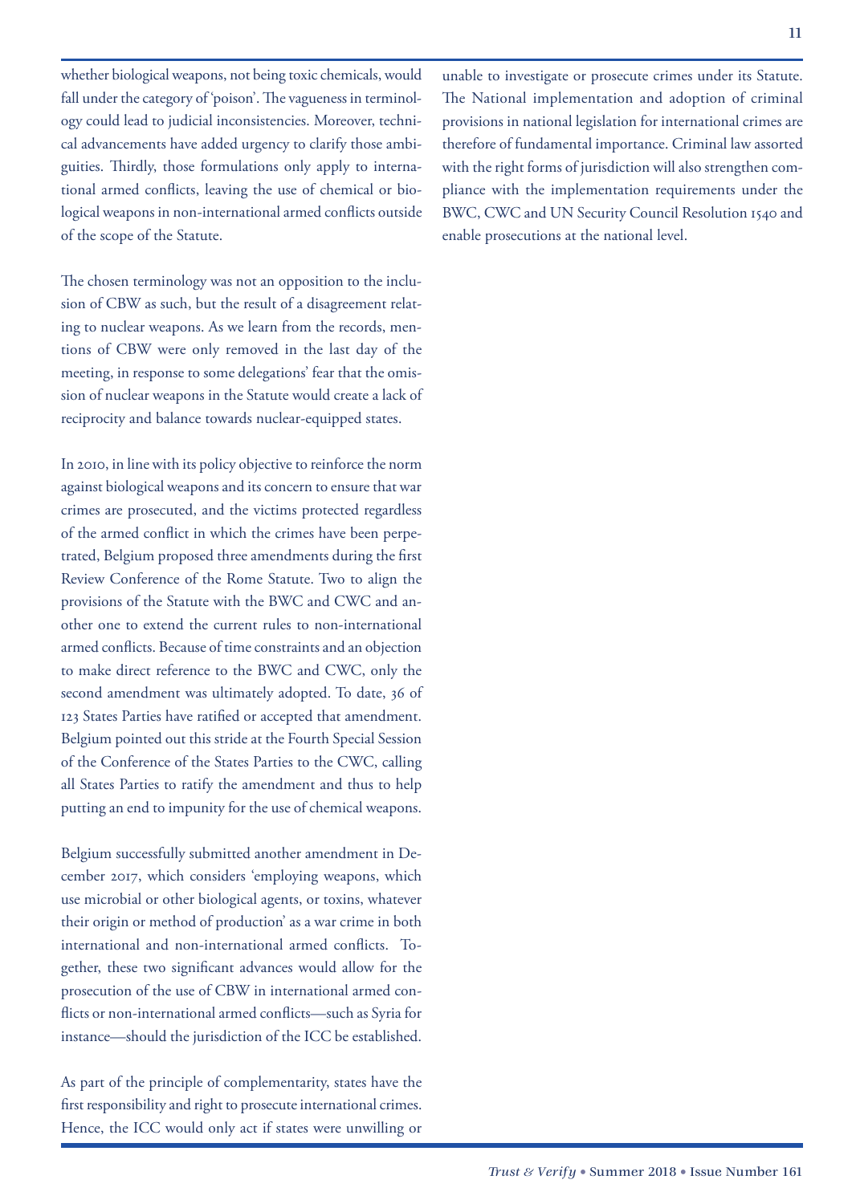whether biological weapons, not being toxic chemicals, would fall under the category of 'poison'. The vagueness in terminology could lead to judicial inconsistencies. Moreover, technical advancements have added urgency to clarify those ambiguities. Thirdly, those formulations only apply to international armed conflicts, leaving the use of chemical or biological weapons in non-international armed conflicts outside of the scope of the Statute.

The chosen terminology was not an opposition to the inclusion of CBW as such, but the result of a disagreement relating to nuclear weapons. As we learn from the records, mentions of CBW were only removed in the last day of the meeting, in response to some delegations' fear that the omission of nuclear weapons in the Statute would create a lack of reciprocity and balance towards nuclear-equipped states.

In 2010, in line with its policy objective to reinforce the norm against biological weapons and its concern to ensure that war crimes are prosecuted, and the victims protected regardless of the armed conflict in which the crimes have been perpetrated, Belgium proposed three amendments during the first Review Conference of the Rome Statute. Two to align the provisions of the Statute with the BWC and CWC and another one to extend the current rules to non-international armed conflicts. Because of time constraints and an objection to make direct reference to the BWC and CWC, only the second amendment was ultimately adopted. To date, 36 of 123 States Parties have ratified or accepted that amendment. Belgium pointed out this stride at the Fourth Special Session of the Conference of the States Parties to the CWC, calling all States Parties to ratify the amendment and thus to help putting an end to impunity for the use of chemical weapons.

Belgium successfully submitted another amendment in December 2017, which considers 'employing weapons, which use microbial or other biological agents, or toxins, whatever their origin or method of production' as a war crime in both international and non-international armed conflicts. Together, these two significant advances would allow for the prosecution of the use of CBW in international armed conflicts or non-international armed conflicts—such as Syria for instance—should the jurisdiction of the ICC be established.

As part of the principle of complementarity, states have the first responsibility and right to prosecute international crimes. Hence, the ICC would only act if states were unwilling or unable to investigate or prosecute crimes under its Statute. The National implementation and adoption of criminal provisions in national legislation for international crimes are therefore of fundamental importance. Criminal law assorted with the right forms of jurisdiction will also strengthen compliance with the implementation requirements under the BWC, CWC and UN Security Council Resolution 1540 and enable prosecutions at the national level.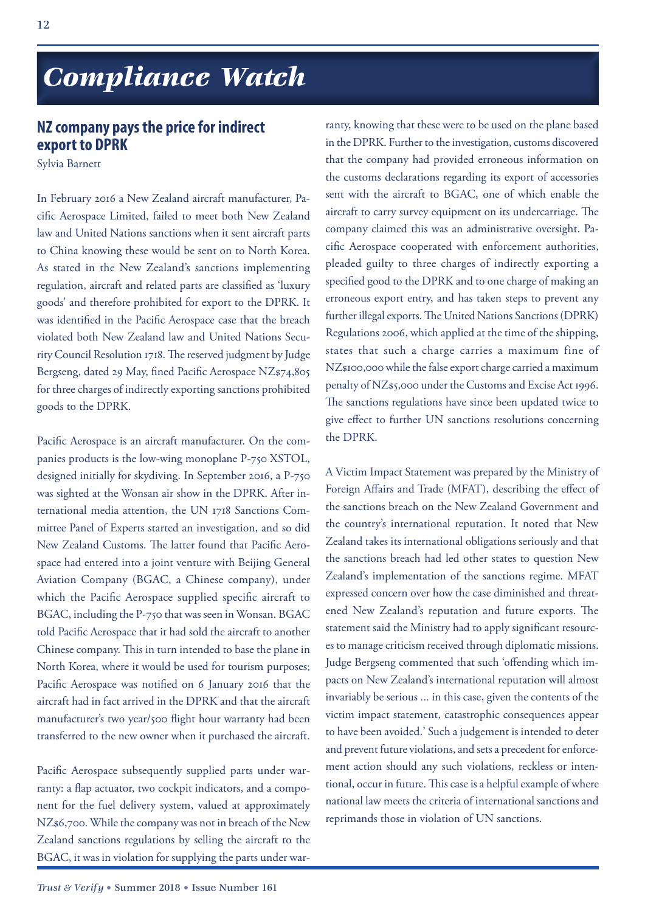# Compliance Watch

## NZ company pays the price for indirect export to DPRK

Sylvia Barnett

In February 2016 a New Zealand aircraft manufacturer, Pacific Aerospace Limited, failed to meet both New Zealand law and United Nations sanctions when it sent aircraft parts to China knowing these would be sent on to North Korea. As stated in the New Zealand's sanctions implementing regulation, aircraft and related parts are classified as 'luxury goods' and therefore prohibited for export to the DPRK. It was identified in the Pacific Aerospace case that the breach violated both New Zealand law and United Nations Security Council Resolution 1718. The reserved judgment by Judge Bergseng, dated 29 May, fined Pacific Aerospace NZ$74,805 for three charges of indirectly exporting sanctions prohibited goods to the DPRK.

Pacific Aerospace is an aircraft manufacturer. On the companies products is the low-wing monoplane P-750 XSTOL, designed initially for skydiving. In September 2016, a P-750 was sighted at the Wonsan air show in the DPRK. After international media attention, the UN 1718 Sanctions Committee Panel of Experts started an investigation, and so did New Zealand Customs. The latter found that Pacific Aerospace had entered into a joint venture with Beijing General Aviation Company (BGAC, a Chinese company), under which the Pacific Aerospace supplied specific aircraft to BGAC, including the P-750 that was seen in Wonsan. BGAC told Pacific Aerospace that it had sold the aircraft to another Chinese company. This in turn intended to base the plane in North Korea, where it would be used for tourism purposes; Pacific Aerospace was notified on 6 January 2016 that the aircraft had in fact arrived in the DPRK and that the aircraft manufacturer's two year/500 flight hour warranty had been transferred to the new owner when it purchased the aircraft.

Pacific Aerospace subsequently supplied parts under warranty: a flap actuator, two cockpit indicators, and a component for the fuel delivery system, valued at approximately NZ$6,700. While the company was not in breach of the New Zealand sanctions regulations by selling the aircraft to the BGAC, it was in violation for supplying the parts under warranty, knowing that these were to be used on the plane based in the DPRK. Further to the investigation, customs discovered that the company had provided erroneous information on the customs declarations regarding its export of accessories sent with the aircraft to BGAC, one of which enable the aircraft to carry survey equipment on its undercarriage. The company claimed this was an administrative oversight. Pacific Aerospace cooperated with enforcement authorities, pleaded guilty to three charges of indirectly exporting a specified good to the DPRK and to one charge of making an erroneous export entry, and has taken steps to prevent any further illegal exports. The United Nations Sanctions (DPRK) Regulations 2006, which applied at the time of the shipping, states that such a charge carries a maximum fine of NZ$100,000 while the false export charge carried a maximum penalty of NZ$5,000 under the Customs and Excise Act 1996. The sanctions regulations have since been updated twice to give effect to further UN sanctions resolutions concerning the DPRK.

A Victim Impact Statement was prepared by the Ministry of Foreign Affairs and Trade (MFAT), describing the effect of the sanctions breach on the New Zealand Government and the country's international reputation. It noted that New Zealand takes its international obligations seriously and that the sanctions breach had led other states to question New Zealand's implementation of the sanctions regime. MFAT expressed concern over how the case diminished and threatened New Zealand's reputation and future exports. The statement said the Ministry had to apply significant resources to manage criticism received through diplomatic missions. Judge Bergseng commented that such 'offending which impacts on New Zealand's international reputation will almost invariably be serious ... in this case, given the contents of the victim impact statement, catastrophic consequences appear to have been avoided.' Such a judgement is intended to deter and prevent future violations, and sets a precedent for enforcement action should any such violations, reckless or intentional, occur in future. This case is a helpful example of where national law meets the criteria of international sanctions and reprimands those in violation of UN sanctions.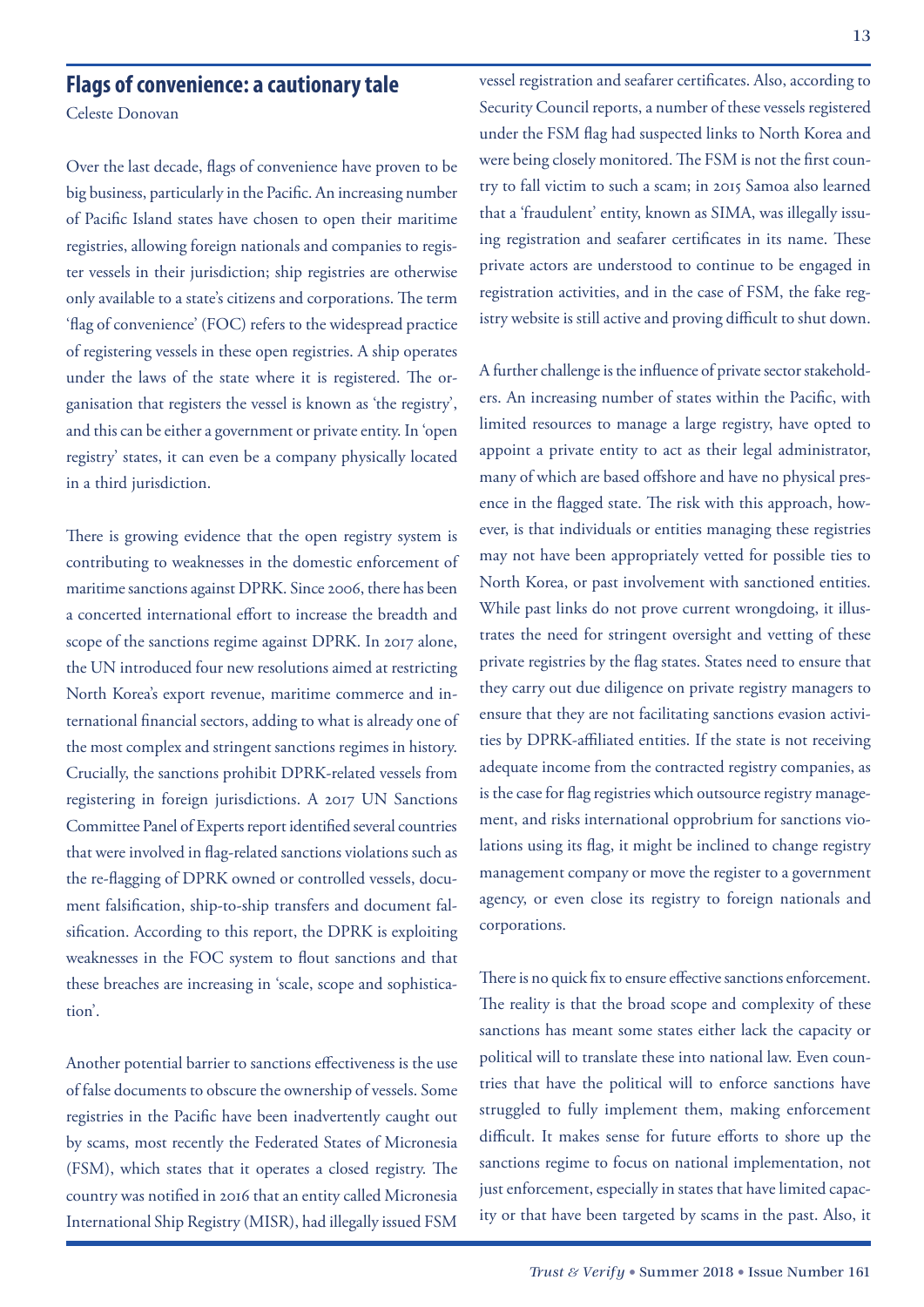## Flags of convenience: a cautionary tale

Celeste Donovan

Over the last decade, flags of convenience have proven to be big business, particularly in the Pacific. An increasing number of Pacific Island states have chosen to open their maritime registries, allowing foreign nationals and companies to register vessels in their jurisdiction; ship registries are otherwise only available to a state's citizens and corporations. The term 'flag of convenience' (FOC) refers to the widespread practice of registering vessels in these open registries. A ship operates under the laws of the state where it is registered. The organisation that registers the vessel is known as 'the registry', and this can be either a government or private entity. In 'open registry' states, it can even be a company physically located in a third jurisdiction.

There is growing evidence that the open registry system is contributing to weaknesses in the domestic enforcement of maritime sanctions against DPRK. Since 2006, there has been a concerted international effort to increase the breadth and scope of the sanctions regime against DPRK. In 2017 alone, the UN introduced four new resolutions aimed at restricting North Korea's export revenue, maritime commerce and international financial sectors, adding to what is already one of the most complex and stringent sanctions regimes in history. Crucially, the sanctions prohibit DPRK-related vessels from registering in foreign jurisdictions. A 2017 UN Sanctions Committee Panel of Experts report identified several countries that were involved in flag-related sanctions violations such as the re-flagging of DPRK owned or controlled vessels, document falsification, ship-to-ship transfers and document falsification. According to this report, the DPRK is exploiting weaknesses in the FOC system to flout sanctions and that these breaches are increasing in 'scale, scope and sophistication'.

Another potential barrier to sanctions effectiveness is the use of false documents to obscure the ownership of vessels. Some registries in the Pacific have been inadvertently caught out by scams, most recently the Federated States of Micronesia (FSM), which states that it operates a closed registry. The country was notified in 2016 that an entity called Micronesia International Ship Registry (MISR), had illegally issued FSM vessel registration and seafarer certificates. Also, according to Security Council reports, a number of these vessels registered under the FSM flag had suspected links to North Korea and were being closely monitored. The FSM is not the first country to fall victim to such a scam; in 2015 Samoa also learned that a 'fraudulent' entity, known as SIMA, was illegally issuing registration and seafarer certificates in its name. These private actors are understood to continue to be engaged in registration activities, and in the case of FSM, the fake registry website is still active and proving difficult to shut down.

A further challenge is the influence of private sector stakeholders. An increasing number of states within the Pacific, with limited resources to manage a large registry, have opted to appoint a private entity to act as their legal administrator, many of which are based offshore and have no physical presence in the flagged state. The risk with this approach, however, is that individuals or entities managing these registries may not have been appropriately vetted for possible ties to North Korea, or past involvement with sanctioned entities. While past links do not prove current wrongdoing, it illustrates the need for stringent oversight and vetting of these private registries by the flag states. States need to ensure that they carry out due diligence on private registry managers to ensure that they are not facilitating sanctions evasion activities by DPRK-affiliated entities. If the state is not receiving adequate income from the contracted registry companies, as is the case for flag registries which outsource registry management, and risks international opprobrium for sanctions violations using its flag, it might be inclined to change registry management company or move the register to a government agency, or even close its registry to foreign nationals and corporations.

There is no quick fix to ensure effective sanctions enforcement. The reality is that the broad scope and complexity of these sanctions has meant some states either lack the capacity or political will to translate these into national law. Even countries that have the political will to enforce sanctions have struggled to fully implement them, making enforcement difficult. It makes sense for future efforts to shore up the sanctions regime to focus on national implementation, not just enforcement, especially in states that have limited capacity or that have been targeted by scams in the past. Also, it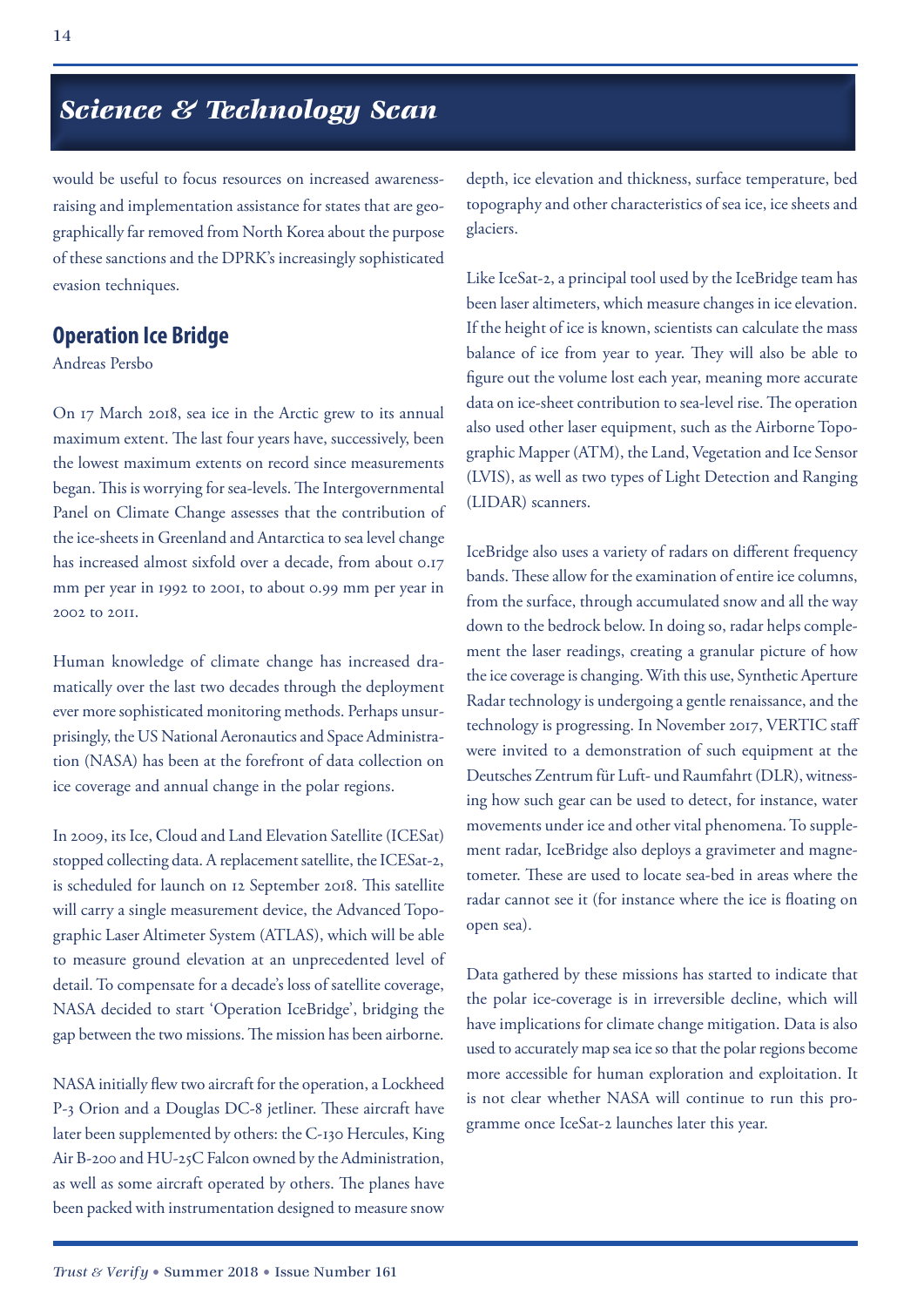## Science & Technology Scan

would be useful to focus resources on increased awareness-raising and implementation assistance for states that are geographically far removed from North Korea about the purpose of these sanctions and the DPRK's increasingly sophisticated evasion techniques.

### Operation Ice Bridge

Andreas Persbo

On 17 March 2018, sea ice in the Arctic grew to its annual maximum extent. The last four years have, successively, been the lowest maximum extents on record since measurements began. This is worrying for sea-levels. The Intergovernmental Panel on Climate Change assesses that the contribution of the ice-sheets in Greenland and Antarctica to sea level change has increased almost sixfold over a decade, from about 0.17 mm per year in 1992 to 2001, to about 0.99 mm per year in 2002 to 2011.

Human knowledge of climate change has increased dramatically over the last two decades through the deployment ever more sophisticated monitoring methods. Perhaps unsurprisingly, the US National Aeronautics and Space Administration (NASA) has been at the forefront of data collection on ice coverage and annual change in the polar regions.

In 2009, its Ice, Cloud and Land Elevation Satellite (ICESat) stopped collecting data. A replacement satellite, the ICESat-2, is scheduled for launch on 12 September 2018. This satellite will carry a single measurement device, the Advanced Topographic Laser Altimeter System (ATLAS), which will be able to measure ground elevation at an unprecedented level of detail. To compensate for a decade's loss of satellite coverage, NASA decided to start 'Operation IceBridge', bridging the gap between the two missions. The mission has been airborne.

NASA initially flew two aircraft for the operation, a Lockheed P-3 Orion and a Douglas DC-8 jetliner. These aircraft have later been supplemented by others: the C-130 Hercules, King Air B-200 and HU-25C Falcon owned by the Administration, as well as some aircraft operated by others. The planes have been packed with instrumentation designed to measure snow depth, ice elevation and thickness, surface temperature, bed topography and other characteristics of sea ice, ice sheets and glaciers.

Like IceSat-2, a principal tool used by the IceBridge team has been laser altimeters, which measure changes in ice elevation. If the height of ice is known, scientists can calculate the mass balance of ice from year to year. They will also be able to figure out the volume lost each year, meaning more accurate data on ice-sheet contribution to sea-level rise. The operation also used other laser equipment, such as the Airborne Topographic Mapper (ATM), the Land, Vegetation and Ice Sensor (LVIS), as well as two types of Light Detection and Ranging (LIDAR) scanners.

IceBridge also uses a variety of radars on different frequency bands. These allow for the examination of entire ice columns, from the surface, through accumulated snow and all the way down to the bedrock below. In doing so, radar helps complement the laser readings, creating a granular picture of how the ice coverage is changing. With this use, Synthetic Aperture Radar technology is undergoing a gentle renaissance, and the technology is progressing. In November 2017, VERTIC staff were invited to a demonstration of such equipment at the Deutsches Zentrum für Luft- und Raumfahrt (DLR), witnessing how such gear can be used to detect, for instance, water movements under ice and other vital phenomena. To supplement radar, IceBridge also deploys a gravimeter and magnetometer. These are used to locate sea-bed in areas where the radar cannot see it (for instance where the ice is floating on open sea).

Data gathered by these missions has started to indicate that the polar ice-coverage is in irreversible decline, which will have implications for climate change mitigation. Data is also used to accurately map sea ice so that the polar regions become more accessible for human exploration and exploitation. It is not clear whether NASA will continue to run this programme once IceSat-2 launches later this year.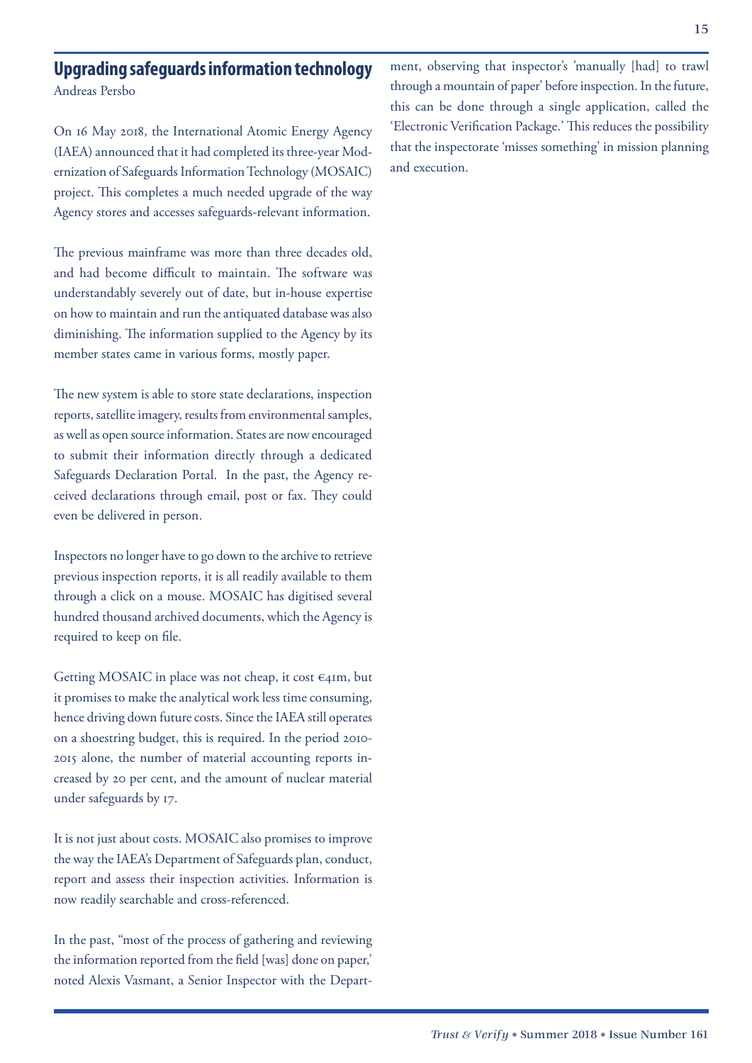## Upgrading safeguards information technology

Andreas Persbo

On 16 May 2018, the International Atomic Energy Agency (IAEA) announced that it had completed its three-year Modernization of Safeguards Information Technology (MOSAIC) project. This completes a much needed upgrade of the way Agency stores and accesses safeguards-relevant information.

The previous mainframe was more than three decades old, and had become difficult to maintain. The software was understandably severely out of date, but in-house expertise on how to maintain and run the antiquated database was also diminishing. The information supplied to the Agency by its member states came in various forms, mostly paper.

The new system is able to store state declarations, inspection reports, satellite imagery, results from environmental samples, as well as open source information. States are now encouraged to submit their information directly through a dedicated Safeguards Declaration Portal. In the past, the Agency received declarations through email, post or fax. They could even be delivered in person.

Inspectors no longer have to go down to the archive to retrieve previous inspection reports, it is all readily available to them through a click on a mouse. MOSAIC has digitised several hundred thousand archived documents, which the Agency is required to keep on file.

Getting MOSAIC in place was not cheap, it cost €41m, but it promises to make the analytical work less time consuming, hence driving down future costs. Since the IAEA still operates on a shoestring budget, this is required. In the period 2010-2015 alone, the number of material accounting reports increased by 20 per cent, and the amount of nuclear material under safeguards by 17.

It is not just about costs. MOSAIC also promises to improve the way the IAEA's Department of Safeguards plan, conduct, report and assess their inspection activities. Information is now readily searchable and cross-referenced.

In the past, "most of the process of gathering and reviewing the information reported from the field [was] done on paper,' noted Alexis Vasmant, a Senior Inspector with the Department, observing that inspector's 'manually [had] to trawl through a mountain of paper' before inspection. In the future, this can be done through a single application, called the 'Electronic Verification Package.' This reduces the possibility that the inspectorate 'misses something' in mission planning and execution.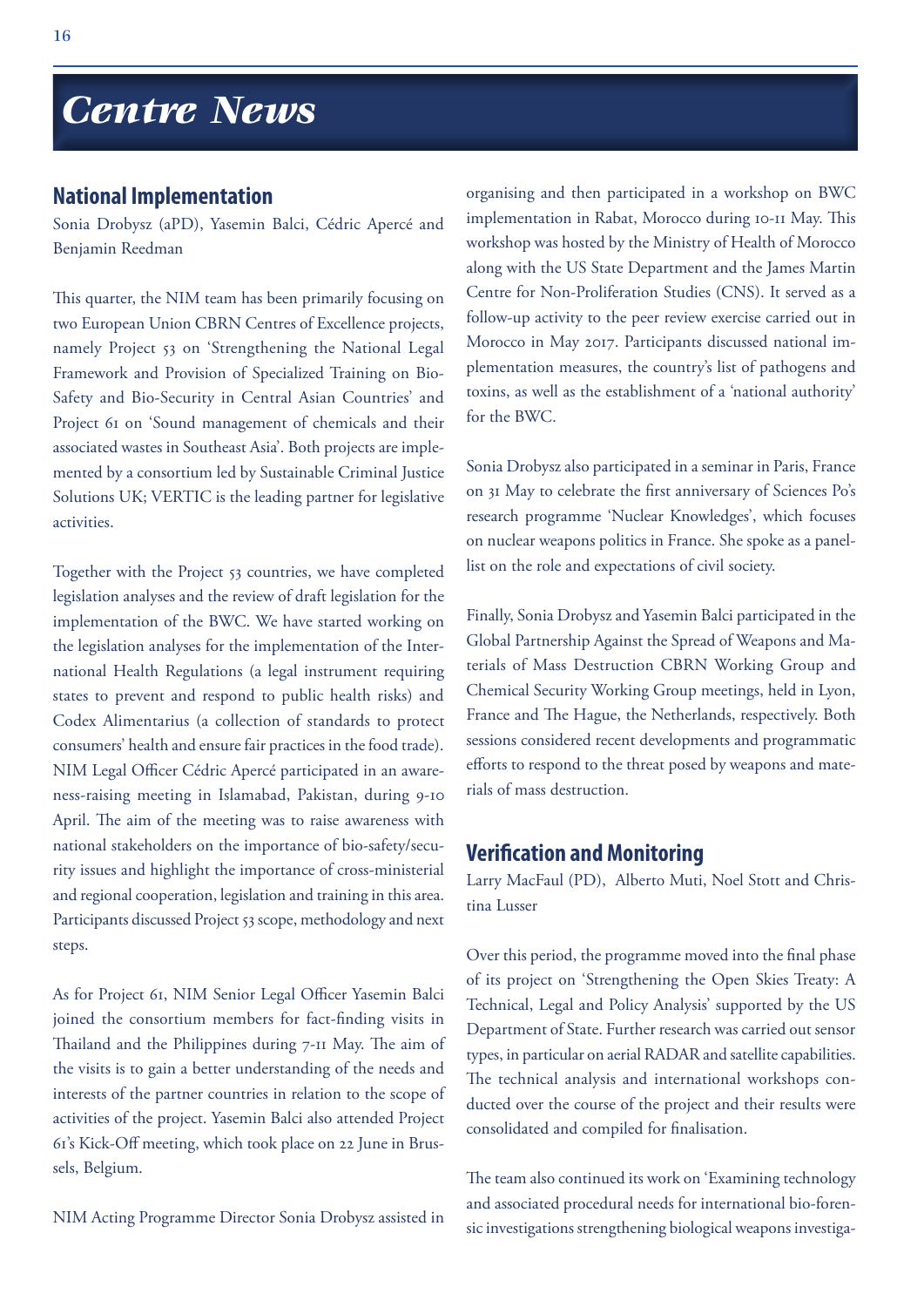# Centre News

## National Implementation

Sonia Drobysz (aPD), Yasemin Balci, Cédric Apercé and Benjamin Reedman

This quarter, the NIM team has been primarily focusing on two European Union CBRN Centres of Excellence projects, namely Project 53 on 'Strengthening the National Legal Framework and Provision of Specialized Training on Bio-Safety and Bio-Security in Central Asian Countries' and Project 61 on 'Sound management of chemicals and their associated wastes in Southeast Asia'. Both projects are implemented by a consortium led by Sustainable Criminal Justice Solutions UK; VERTIC is the leading partner for legislative activities.

Together with the Project 53 countries, we have completed legislation analyses and the review of draft legislation for the implementation of the BWC. We have started working on the legislation analyses for the implementation of the International Health Regulations (a legal instrument requiring states to prevent and respond to public health risks) and Codex Alimentarius (a collection of standards to protect consumers' health and ensure fair practices in the food trade). NIM Legal Officer Cédric Apercé participated in an awareness-raising meeting in Islamabad, Pakistan, during 9-10 April. The aim of the meeting was to raise awareness with national stakeholders on the importance of bio-safety/security issues and highlight the importance of cross-ministerial and regional cooperation, legislation and training in this area. Participants discussed Project 53 scope, methodology and next steps.

As for Project 61, NIM Senior Legal Officer Yasemin Balci joined the consortium members for fact-finding visits in Thailand and the Philippines during 7-11 May. The aim of the visits is to gain a better understanding of the needs and interests of the partner countries in relation to the scope of activities of the project. Yasemin Balci also attended Project 61's Kick-Off meeting, which took place on 22 June in Brussels, Belgium.

NIM Acting Programme Director Sonia Drobysz assisted in organising and then participated in a workshop on BWC implementation in Rabat, Morocco during 10-11 May. This workshop was hosted by the Ministry of Health of Morocco along with the US State Department and the James Martin Centre for Non-Proliferation Studies (CNS). It served as a follow-up activity to the peer review exercise carried out in Morocco in May 2017. Participants discussed national implementation measures, the country's list of pathogens and toxins, as well as the establishment of a 'national authority' for the BWC.

Sonia Drobysz also participated in a seminar in Paris, France on 31 May to celebrate the first anniversary of Sciences Po's research programme 'Nuclear Knowledges', which focuses on nuclear weapons politics in France. She spoke as a panellist on the role and expectations of civil society.

Finally, Sonia Drobysz and Yasemin Balci participated in the Global Partnership Against the Spread of Weapons and Materials of Mass Destruction CBRN Working Group and Chemical Security Working Group meetings, held in Lyon, France and The Hague, the Netherlands, respectively. Both sessions considered recent developments and programmatic efforts to respond to the threat posed by weapons and materials of mass destruction.

## Verification and Monitoring

Larry MacFaul (PD), Alberto Muti, Noel Stott and Christina Lusser

Over this period, the programme moved into the final phase of its project on 'Strengthening the Open Skies Treaty: A Technical, Legal and Policy Analysis' supported by the US Department of State. Further research was carried out sensor types, in particular on aerial RADAR and satellite capabilities. The technical analysis and international workshops conducted over the course of the project and their results were consolidated and compiled for finalisation.

The team also continued its work on 'Examining technology and associated procedural needs for international bio-forensic investigations strengthening biological weapons investiga-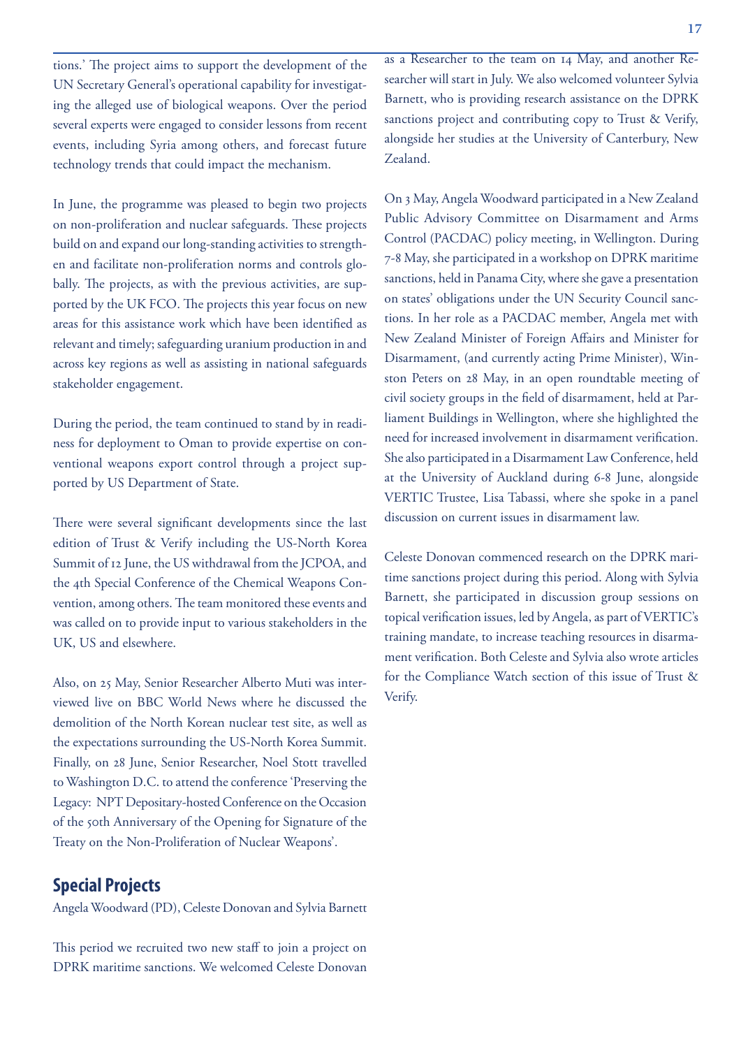tions.' The project aims to support the development of the UN Secretary General's operational capability for investigating the alleged use of biological weapons. Over the period several experts were engaged to consider lessons from recent events, including Syria among others, and forecast future technology trends that could impact the mechanism.

In June, the programme was pleased to begin two projects on non-proliferation and nuclear safeguards. These projects build on and expand our long-standing activities to strengthen and facilitate non-proliferation norms and controls globally. The projects, as with the previous activities, are supported by the UK FCO. The projects this year focus on new areas for this assistance work which have been identified as relevant and timely; safeguarding uranium production in and across key regions as well as assisting in national safeguards stakeholder engagement.

During the period, the team continued to stand by in readiness for deployment to Oman to provide expertise on conventional weapons export control through a project supported by US Department of State.

There were several significant developments since the last edition of Trust & Verify including the US-North Korea Summit of 12 June, the US withdrawal from the JCPOA, and the 4th Special Conference of the Chemical Weapons Convention, among others. The team monitored these events and was called on to provide input to various stakeholders in the UK, US and elsewhere.

Also, on 25 May, Senior Researcher Alberto Muti was interviewed live on BBC World News where he discussed the demolition of the North Korean nuclear test site, as well as the expectations surrounding the US-North Korea Summit. Finally, on 28 June, Senior Researcher, Noel Stott travelled to Washington D.C. to attend the conference 'Preserving the Legacy: NPT Depositary-hosted Conference on the Occasion of the 50th Anniversary of the Opening for Signature of the Treaty on the Non-Proliferation of Nuclear Weapons'.

## Special Projects

Angela Woodward (PD), Celeste Donovan and Sylvia Barnett

This period we recruited two new staff to join a project on DPRK maritime sanctions. We welcomed Celeste Donovan as a Researcher to the team on 14 May, and another Researcher will start in July. We also welcomed volunteer Sylvia Barnett, who is providing research assistance on the DPRK sanctions project and contributing copy to Trust & Verify, alongside her studies at the University of Canterbury, New Zealand.

On 3 May, Angela Woodward participated in a New Zealand Public Advisory Committee on Disarmament and Arms Control (PACDAC) policy meeting, in Wellington. During 7-8 May, she participated in a workshop on DPRK maritime sanctions, held in Panama City, where she gave a presentation on states' obligations under the UN Security Council sanctions. In her role as a PACDAC member, Angela met with New Zealand Minister of Foreign Affairs and Minister for Disarmament, (and currently acting Prime Minister), Winston Peters on 28 May, in an open roundtable meeting of civil society groups in the field of disarmament, held at Parliament Buildings in Wellington, where she highlighted the need for increased involvement in disarmament verification. She also participated in a Disarmament Law Conference, held at the University of Auckland during 6-8 June, alongside VERTIC Trustee, Lisa Tabassi, where she spoke in a panel discussion on current issues in disarmament law.

Celeste Donovan commenced research on the DPRK maritime sanctions project during this period. Along with Sylvia Barnett, she participated in discussion group sessions on topical verification issues, led by Angela, as part of VERTIC's training mandate, to increase teaching resources in disarmament verification. Both Celeste and Sylvia also wrote articles for the Compliance Watch section of this issue of Trust & Verify.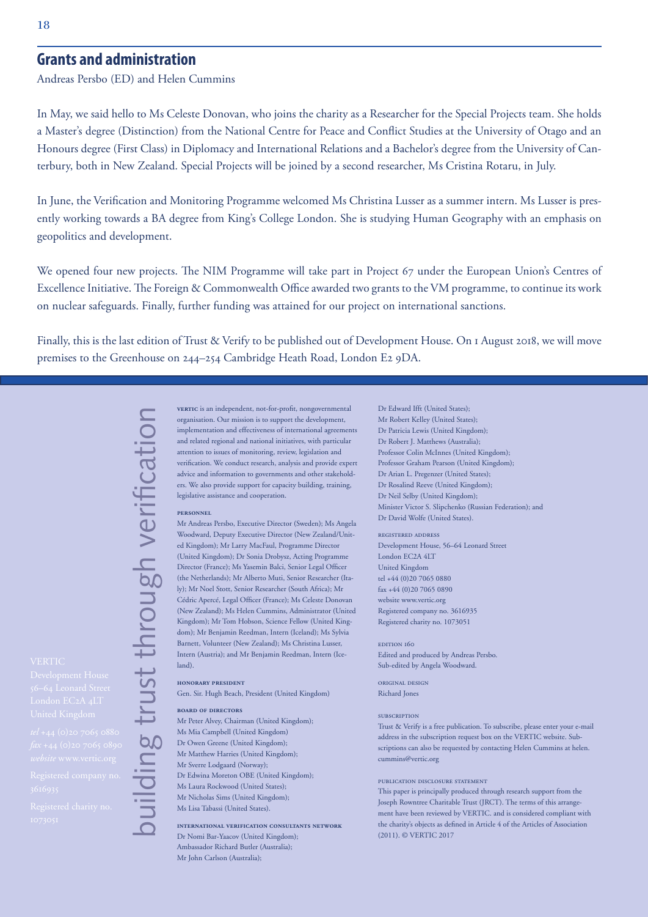## Grants and administration

Andreas Persbo (ED) and Helen Cummins

In May, we said hello to Ms Celeste Donovan, who joins the charity as a Researcher for the Special Projects team. She holds a Master's degree (Distinction) from the National Centre for Peace and Conflict Studies at the University of Otago and an Honours degree (First Class) in Diplomacy and International Relations and a Bachelor's degree from the University of Canterbury, both in New Zealand. Special Projects will be joined by a second researcher, Ms Cristina Rotaru, in July.

In June, the Verification and Monitoring Programme welcomed Ms Christina Lusser as a summer intern. Ms Lusser is presently working towards a BA degree from King's College London. She is studying Human Geography with an emphasis on geopolitics and development.

We opened four new projects. The NIM Programme will take part in Project 67 under the European Union's Centres of Excellence Initiative. The Foreign & Commonwealth Office awarded two grants to the VM programme, to continue its work on nuclear safeguards. Finally, further funding was attained for our project on international sanctions.

Finally, this is the last edition of Trust & Verify to be published out of Development House. On 1 August 2018, we will move premises to the Greenhouse on 244–254 Cambridge Heath Road, London E2 9DA.

---

VERTIC
Development House
56–64 Leonard Street
London EC2A 4LT
United Kingdom

*tel* +44 (0)20 7065 0880
*fax* +44 (0)20 7065 0890
*website* www.vertic.org

Registered company no. 3616935

Registered charity no. 1073051

building trust through verification

**VERTIC** is an independent, not-for-profit, nongovernmental organisation. Our mission is to support the development, implementation and effectiveness of international agreements and related regional and national initiatives, with particular attention to issues of monitoring, review, legislation and verification. We conduct research, analysis and provide expert advice and information to governments and other stakeholders. We also provide support for capacity building, training, legislative assistance and cooperation.

**PERSONNEL**
Mr Andreas Persbo, Executive Director (Sweden); Ms Angela Woodward, Deputy Executive Director (New Zealand/United Kingdom); Mr Larry MacFaul, Programme Director (United Kingdom); Dr Sonia Drobysz, Acting Programme Director (France); Ms Yasemin Balci, Senior Legal Officer (the Netherlands); Mr Alberto Muti, Senior Researcher (Italy); Mr Noel Stott, Senior Researcher (South Africa); Mr Cédric Apercé, Legal Officer (France); Ms Celeste Donovan (New Zealand); Ms Helen Cummins, Administrator (United Kingdom); Mr Tom Hobson, Science Fellow (United Kingdom); Mr Benjamin Reedman, Intern (Iceland); Ms Sylvia Barnett, Volunteer (New Zealand); Ms Christina Lusser, Intern (Austria); and Mr Benjamin Reedman, Intern (Iceland).

**HONORARY PRESIDENT**
Gen. Sir. Hugh Beach, President (United Kingdom)

**BOARD OF DIRECTORS**
Mr Peter Alvey, Chairman (United Kingdom);
Ms Mia Campbell (United Kingdom)
Dr Owen Greene (United Kingdom);
Mr Matthew Harries (United Kingdom);
Mr Sverre Lodgaard (Norway);
Dr Edwina Moreton OBE (United Kingdom);
Ms Laura Rockwood (United States);
Mr Nicholas Sims (United Kingdom);
Ms Lisa Tabassi (United States).

**INTERNATIONAL VERIFICATION CONSULTANTS NETWORK**
Dr Nomi Bar-Yaacov (United Kingdom);
Ambassador Richard Butler (Australia);
Mr John Carlson (Australia);
Dr Edward Ifft (United States);
Mr Robert Kelley (United States);
Dr Patricia Lewis (United Kingdom);
Dr Robert J. Matthews (Australia);
Professor Colin McInnes (United Kingdom);
Professor Graham Pearson (United Kingdom);
Dr Arian L. Pregenzer (United States);
Dr Rosalind Reeve (United Kingdom);
Dr Neil Selby (United Kingdom);
Minister Victor S. Slipchenko (Russian Federation); and
Dr David Wolfe (United States).

**REGISTERED ADDRESS**
Development House, 56–64 Leonard Street
London EC2A 4LT
United Kingdom
tel +44 (0)20 7065 0880
fax +44 (0)20 7065 0890
website www.vertic.org
Registered company no. 3616935
Registered charity no. 1073051

**EDITION 160**
Edited and produced by Andreas Persbo.
Sub-edited by Angela Woodward.

**ORIGINAL DESIGN**
Richard Jones

**SUBSCRIPTION**
Trust & Verify is a free publication. To subscribe, please enter your e-mail address in the subscription request box on the VERTIC website. Subscriptions can also be requested by contacting Helen Cummins at helen.cummins@vertic.org

**PUBLICATION DISCLOSURE STATEMENT**
This paper is principally produced through research support from the Joseph Rowntree Charitable Trust (JRCT). The terms of this arrangement have been reviewed by VERTIC. and is considered compliant with the charity's objects as defined in Article 4 of the Articles of Association (2011). © VERTIC 2017